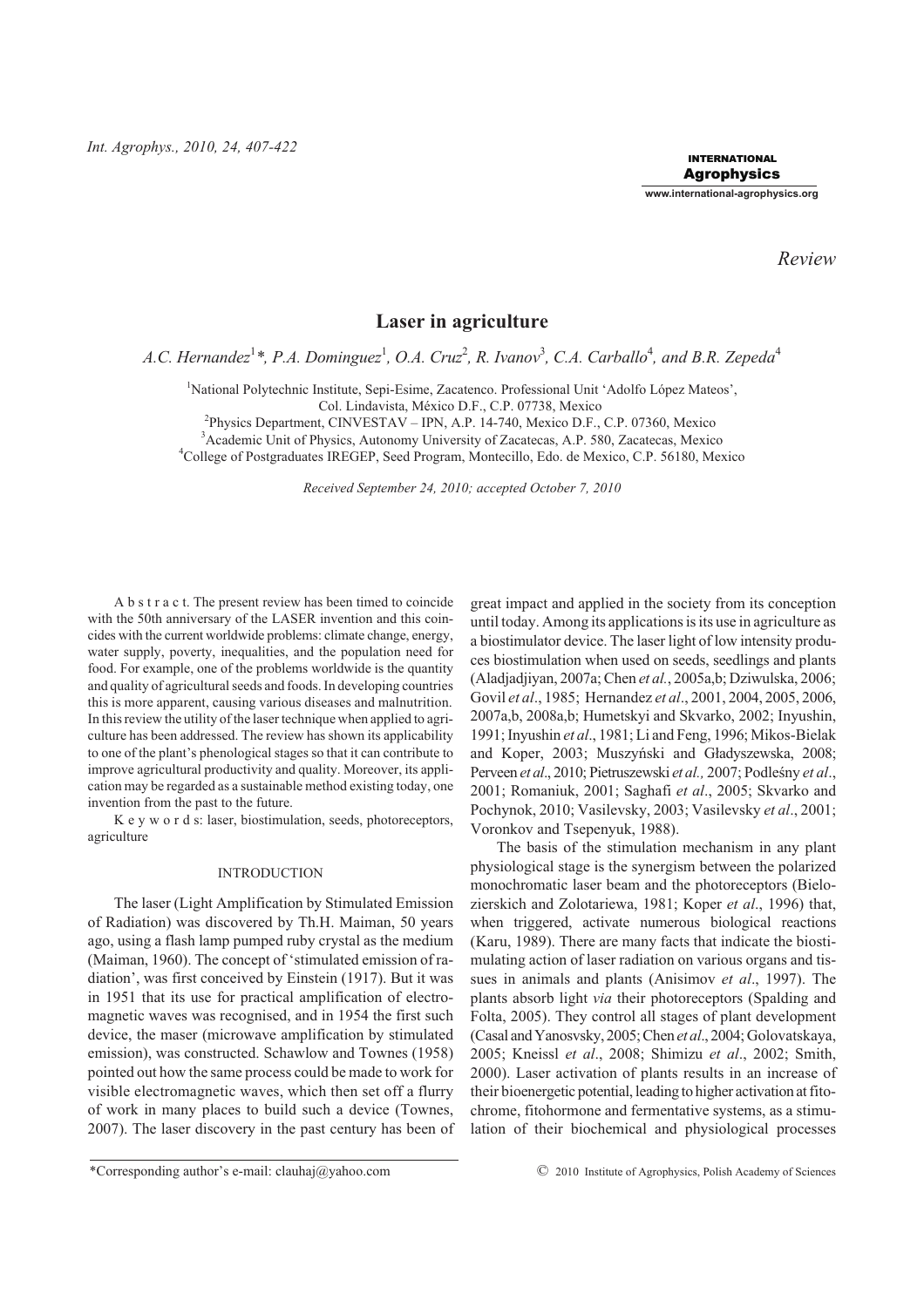*Review*

# Laser in agriculture

*A.C. Hernandez[1]\*, P.A. Dominguez[1], O.A. Cruz[2], R. Ivanov[3], C.A. Carballo[4], and B.R. Zepeda[4]*

[1]National Polytechnic Institute, Sepi-Esime, Zacatenco. Professional Unit 'Adolfo López Mateos', Col. Lindavista, México D.F., C.P. 07738, Mexico
[2]Physics Department, CINVESTAV – IPN, A.P. 14-740, Mexico D.F., C.P. 07360, Mexico
[3]Academic Unit of Physics, Autonomy University of Zacatecas, A.P. 580, Zacatecas, Mexico
[4]College of Postgraduates IREGEP, Seed Program, Montecillo, Edo. de Mexico, C.P. 56180, Mexico

*Received September 24, 2010; accepted October 7, 2010*

A b s t r a c t. The present review has been timed to coincide with the 50th anniversary of the LASER invention and this coincides with the current worldwide problems: climate change, energy, water supply, poverty, inequalities, and the population need for food. For example, one of the problems worldwide is the quantity and quality of agricultural seeds and foods. In developing countries this is more apparent, causing various diseases and malnutrition. In this review the utility of the laser technique when applied to agriculture has been addressed. The review has shown its applicability to one of the plant's phenological stages so that it can contribute to improve agricultural productivity and quality. Moreover, its application may be regarded as a sustainable method existing today, one invention from the past to the future.

K e y w o r d s: laser, biostimulation, seeds, photoreceptors, agriculture

## INTRODUCTION

The laser (Light Amplification by Stimulated Emission of Radiation) was discovered by Th.H. Maiman, 50 years ago, using a flash lamp pumped ruby crystal as the medium (Maiman, 1960). The concept of 'stimulated emission of radiation', was first conceived by Einstein (1917). But it was in 1951 that its use for practical amplification of electromagnetic waves was recognised, and in 1954 the first such device, the maser (microwave amplification by stimulated emission), was constructed. Schawlow and Townes (1958) pointed out how the same process could be made to work for visible electromagnetic waves, which then set off a flurry of work in many places to build such a device (Townes, 2007). The laser discovery in the past century has been of great impact and applied in the society from its conception until today. Among its applications is its use in agriculture as a biostimulator device. The laser light of low intensity produces biostimulation when used on seeds, seedlings and plants (Aladjadjiyan, 2007a; Chen *et al.*, 2005a,b; Dziwulska, 2006; Govil *et al*., 1985; Hernandez *et al*., 2001, 2004, 2005, 2006, 2007a,b, 2008a,b; Humetskyi and Skvarko, 2002; Inyushin, 1991; Inyushin *et al*., 1981; Li and Feng, 1996; Mikos-Bielak and Koper, 2003; Muszyński and Gładyszewska, 2008; Perveen *et al*., 2010; Pietruszewski *et al.,* 2007; Podleśny *et al*., 2001; Romaniuk, 2001; Saghafi *et al*., 2005; Skvarko and Pochynok, 2010; Vasilevsky, 2003; Vasilevsky *et al*., 2001; Voronkov and Tsepenyuk, 1988).

The basis of the stimulation mechanism in any plant physiological stage is the synergism between the polarized monochromatic laser beam and the photoreceptors (Bielozierskich and Zolotariewa, 1981; Koper *et al*., 1996) that, when triggered, activate numerous biological reactions (Karu, 1989). There are many facts that indicate the biostimulating action of laser radiation on various organs and tissues in animals and plants (Anisimov *et al*., 1997). The plants absorb light *via* their photoreceptors (Spalding and Folta, 2005). They control all stages of plant development (Casal and Yanosvsky, 2005; Chen *et al*., 2004; Golovatskaya, 2005; Kneissl *et al*., 2008; Shimizu *et al*., 2002; Smith, 2000). Laser activation of plants results in an increase of their bioenergetic potential, leading to higher activation at fitochrome, fitohormone and fermentative systems, as a stimulation of their biochemical and physiological processes

\*Corresponding author's e-mail: clauhaj@yahoo.com

© 2010 Institute of Agrophysics, Polish Academy of Sciences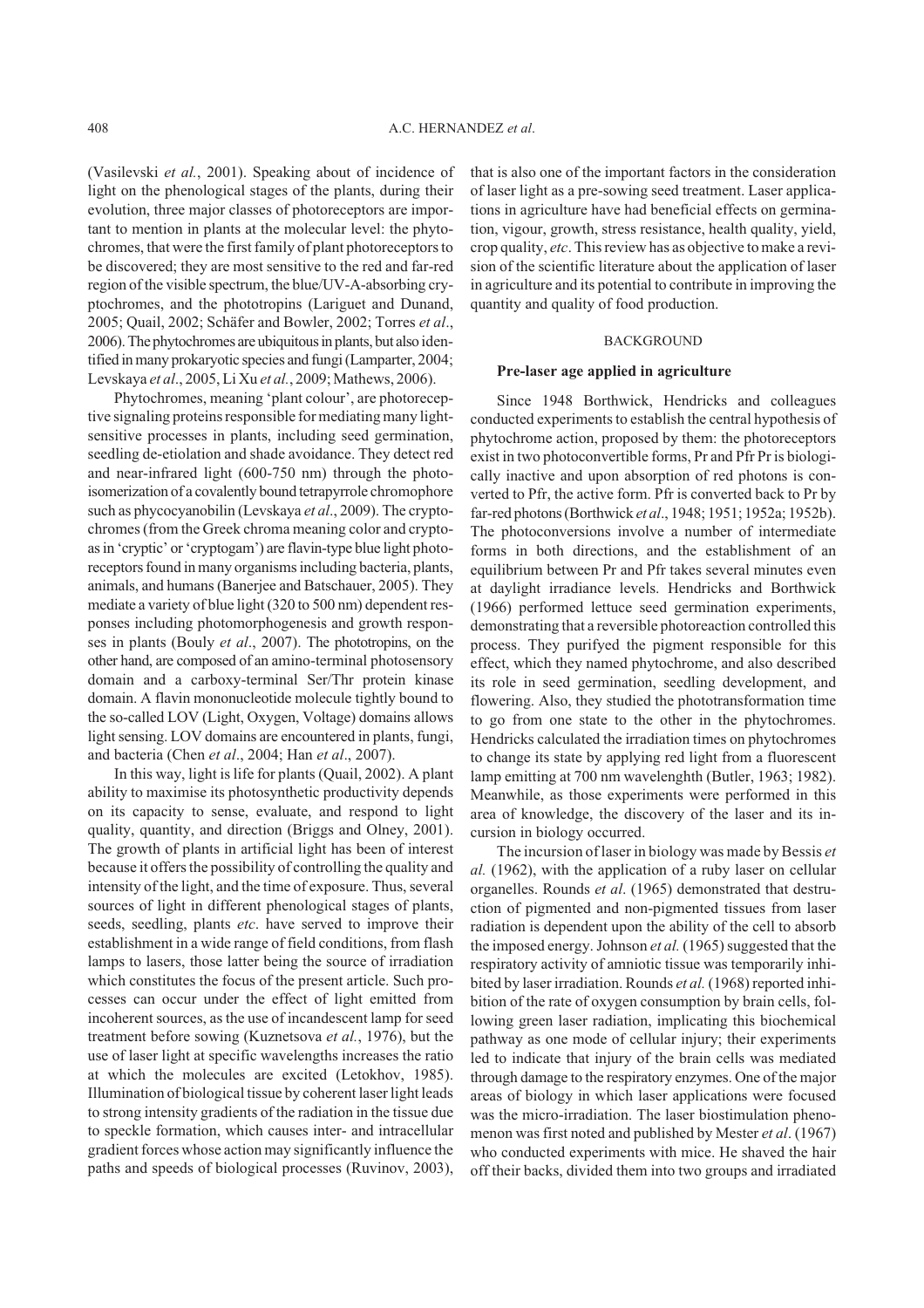(Vasilevski *et al.*, 2001). Speaking about of incidence of light on the phenological stages of the plants, during their evolution, three major classes of photoreceptors are important to mention in plants at the molecular level: the phytochromes, that were the first family of plant photoreceptors to be discovered; they are most sensitive to the red and far-red region of the visible spectrum, the blue/UV-A-absorbing cryptochromes, and the phototropins (Lariguet and Dunand, 2005; Quail, 2002; Schäfer and Bowler, 2002; Torres *et al*., 2006). The phytochromes are ubiquitous in plants, but also identified in many prokaryotic species and fungi (Lamparter, 2004; Levskaya *et al*., 2005, Li Xu *et al.*, 2009; Mathews, 2006).

Phytochromes, meaning 'plant colour', are photoreceptive signaling proteins responsible for mediating many light-sensitive processes in plants, including seed germination, seedling de-etiolation and shade avoidance. They detect red and near-infrared light (600-750 nm) through the photoisomerization of a covalently bound tetrapyrrole chromophore such as phycocyanobilin (Levskaya *et al*., 2009). The cryptochromes (from the Greek chroma meaning color and crypto-as in 'cryptic' or 'cryptogam') are flavin-type blue light photoreceptors found in many organisms including bacteria, plants, animals, and humans (Banerjee and Batschauer, 2005). They mediate a variety of blue light (320 to 500 nm) dependent responses including photomorphogenesis and growth responses in plants (Bouly *et al*., 2007). The phototropins, on the other hand, are composed of an amino-terminal photosensory domain and a carboxy-terminal Ser/Thr protein kinase domain. A flavin mononucleotide molecule tightly bound to the so-called LOV (Light, Oxygen, Voltage) domains allows light sensing. LOV domains are encountered in plants, fungi, and bacteria (Chen *et al*., 2004; Han *et al*., 2007).

In this way, light is life for plants (Quail, 2002). A plant ability to maximise its photosynthetic productivity depends on its capacity to sense, evaluate, and respond to light quality, quantity, and direction (Briggs and Olney, 2001). The growth of plants in artificial light has been of interest because it offers the possibility of controlling the quality and intensity of the light, and the time of exposure. Thus, several sources of light in different phenological stages of plants, seeds, seedling, plants *etc*. have served to improve their establishment in a wide range of field conditions, from flash lamps to lasers, those latter being the source of irradiation which constitutes the focus of the present article. Such processes can occur under the effect of light emitted from incoherent sources, as the use of incandescent lamp for seed treatment before sowing (Kuznetsova *et al.*, 1976), but the use of laser light at specific wavelengths increases the ratio at which the molecules are excited (Letokhov, 1985). Illumination of biological tissue by coherent laser light leads to strong intensity gradients of the radiation in the tissue due to speckle formation, which causes inter- and intracellular gradient forces whose action may significantly influence the paths and speeds of biological processes (Ruvinov, 2003), that is also one of the important factors in the consideration of laser light as a pre-sowing seed treatment. Laser applications in agriculture have had beneficial effects on germination, vigour, growth, stress resistance, health quality, yield, crop quality, *etc*. This review has as objective to make a revision of the scientific literature about the application of laser in agriculture and its potential to contribute in improving the quantity and quality of food production.

## BACKGROUND

### Pre-laser age applied in agriculture

Since 1948 Borthwick, Hendricks and colleagues conducted experiments to establish the central hypothesis of phytochrome action, proposed by them: the photoreceptors exist in two photoconvertible forms, Pr and Pfr Pr is biologically inactive and upon absorption of red photons is converted to Pfr, the active form. Pfr is converted back to Pr by far-red photons (Borthwick *et al*., 1948; 1951; 1952a; 1952b). The photoconversions involve a number of intermediate forms in both directions, and the establishment of an equilibrium between Pr and Pfr takes several minutes even at daylight irradiance levels. Hendricks and Borthwick (1966) performed lettuce seed germination experiments, demonstrating that a reversible photoreaction controlled this process. They purifyed the pigment responsible for this effect, which they named phytochrome, and also described its role in seed germination, seedling development, and flowering. Also, they studied the phototransformation time to go from one state to the other in the phytochromes. Hendricks calculated the irradiation times on phytochromes to change its state by applying red light from a fluorescent lamp emitting at 700 nm wavelenghth (Butler, 1963; 1982). Meanwhile, as those experiments were performed in this area of knowledge, the discovery of the laser and its incursion in biology occurred.

The incursion of laser in biology was made by Bessis *et al.* (1962), with the application of a ruby laser on cellular organelles. Rounds *et al*. (1965) demonstrated that destruction of pigmented and non-pigmented tissues from laser radiation is dependent upon the ability of the cell to absorb the imposed energy. Johnson *et al.* (1965) suggested that the respiratory activity of amniotic tissue was temporarily inhibited by laser irradiation. Rounds *et al.* (1968) reported inhibition of the rate of oxygen consumption by brain cells, following green laser radiation, implicating this biochemical pathway as one mode of cellular injury; their experiments led to indicate that injury of the brain cells was mediated through damage to the respiratory enzymes. One of the major areas of biology in which laser applications were focused was the micro-irradiation. The laser biostimulation phenomenon was first noted and published by Mester *et al*. (1967) who conducted experiments with mice. He shaved the hair off their backs, divided them into two groups and irradiated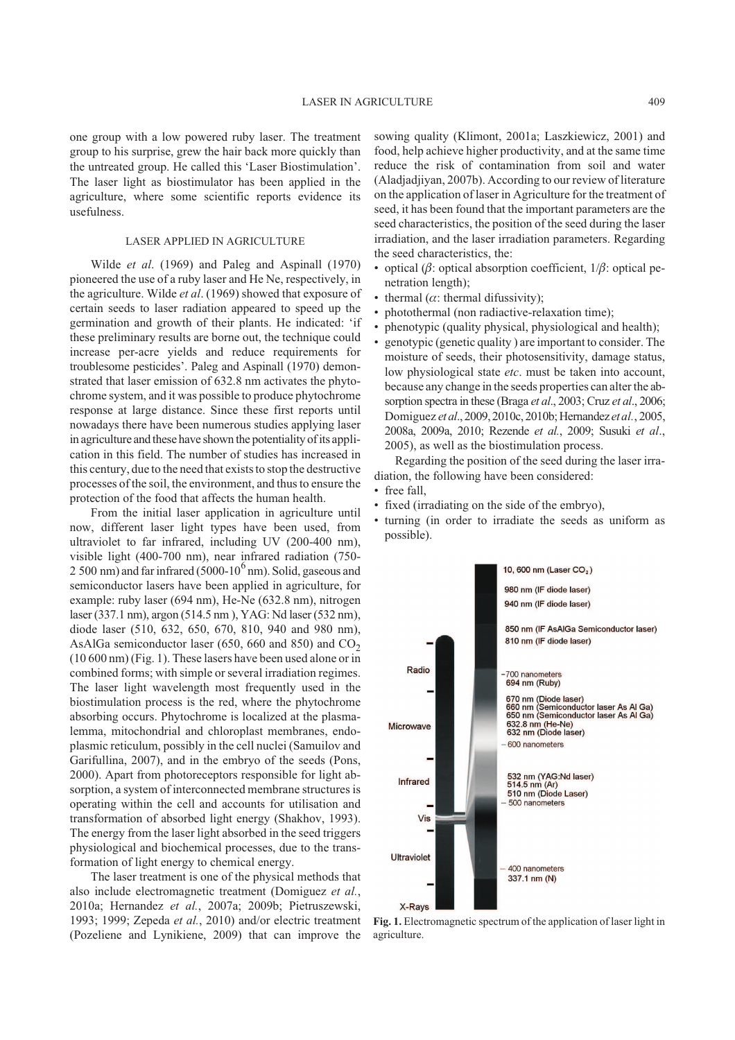one group with a low powered ruby laser. The treatment group to his surprise, grew the hair back more quickly than the untreated group. He called this 'Laser Biostimulation'. The laser light as biostimulator has been applied in the agriculture, where some scientific reports evidence its usefulness.

## LASER APPLIED IN AGRICULTURE

Wilde *et al*. (1969) and Paleg and Aspinall (1970) pioneered the use of a ruby laser and He Ne, respectively, in the agriculture. Wilde *et al*. (1969) showed that exposure of certain seeds to laser radiation appeared to speed up the germination and growth of their plants. He indicated: 'if these preliminary results are borne out, the technique could increase per-acre yields and reduce requirements for troublesome pesticides'. Paleg and Aspinall (1970) demonstrated that laser emission of 632.8 nm activates the phytochrome system, and it was possible to produce phytochrome response at large distance. Since these first reports until nowadays there have been numerous studies applying laser in agriculture and these have shown the potentiality of its application in this field. The number of studies has increased in this century, due to the need that exists to stop the destructive processes of the soil, the environment, and thus to ensure the protection of the food that affects the human health.

From the initial laser application in agriculture until now, different laser light types have been used, from ultraviolet to far infrared, including UV (200-400 nm), visible light (400-700 nm), near infrared radiation (750-2 500 nm) and far infrared (5000-$10^6$ nm). Solid, gaseous and semiconductor lasers have been applied in agriculture, for example: ruby laser (694 nm), He-Ne (632.8 nm), nitrogen laser (337.1 nm), argon (514.5 nm ), YAG: Nd laser (532 nm), diode laser (510, 632, 650, 670, 810, 940 and 980 nm), AsAlGa semiconductor laser (650, 660 and 850) and $CO_2$ (10 600 nm) (Fig. 1). These lasers have been used alone or in combined forms; with simple or several irradiation regimes. The laser light wavelength most frequently used in the biostimulation process is the red, where the phytochrome absorbing occurs. Phytochrome is localized at the plasmalemma, mitochondrial and chloroplast membranes, endoplasmic reticulum, possibly in the cell nuclei (Samuilov and Garifullina, 2007), and in the embryo of the seeds (Pons, 2000). Apart from photoreceptors responsible for light absorption, a system of interconnected membrane structures is operating within the cell and accounts for utilisation and transformation of absorbed light energy (Shakhov, 1993). The energy from the laser light absorbed in the seed triggers physiological and biochemical processes, due to the transformation of light energy to chemical energy.

The laser treatment is one of the physical methods that also include electromagnetic treatment (Domiguez *et al*., 2010a; Hernandez *et al*., 2007a; 2009b; Pietruszewski, 1993; 1999; Zepeda *et al*., 2010) and/or electric treatment (Pozeliene and Lynikiene, 2009) that can improve the sowing quality (Klimont, 2001a; Laszkiewicz, 2001) and food, help achieve higher productivity, and at the same time reduce the risk of contamination from soil and water (Aladjadjiyan, 2007b). According to our review of literature on the application of laser in Agriculture for the treatment of seed, it has been found that the important parameters are the seed characteristics, the position of the seed during the laser irradiation, and the laser irradiation parameters. Regarding the seed characteristics, the:

- optical ($\beta$: optical absorption coefficient, $1/\beta$: optical penetration length);
- thermal ($\alpha$: thermal difussivity);
- photothermal (non radiactive-relaxation time);
- phenotypic (quality physical, physiological and health);
- genotypic (genetic quality ) are important to consider. The moisture of seeds, their photosensitivity, damage status, low physiological state *etc*. must be taken into account, because any change in the seeds properties can alter the absorption spectra in these (Braga *et al*., 2003; Cruz *et al*., 2006; Domiguez *et al*., 2009, 2010c, 2010b; Hernandez *et al*., 2005, 2008a, 2009a, 2010; Rezende *et al*., 2009; Susuki *et al*., 2005), as well as the biostimulation process.

Regarding the position of the seed during the laser irradiation, the following have been considered:

- free fall,
- fixed (irradiating on the side of the embryo),
- turning (in order to irradiate the seeds as uniform as possible).

**Fig. 1.** Electromagnetic spectrum of the application of laser light in agriculture.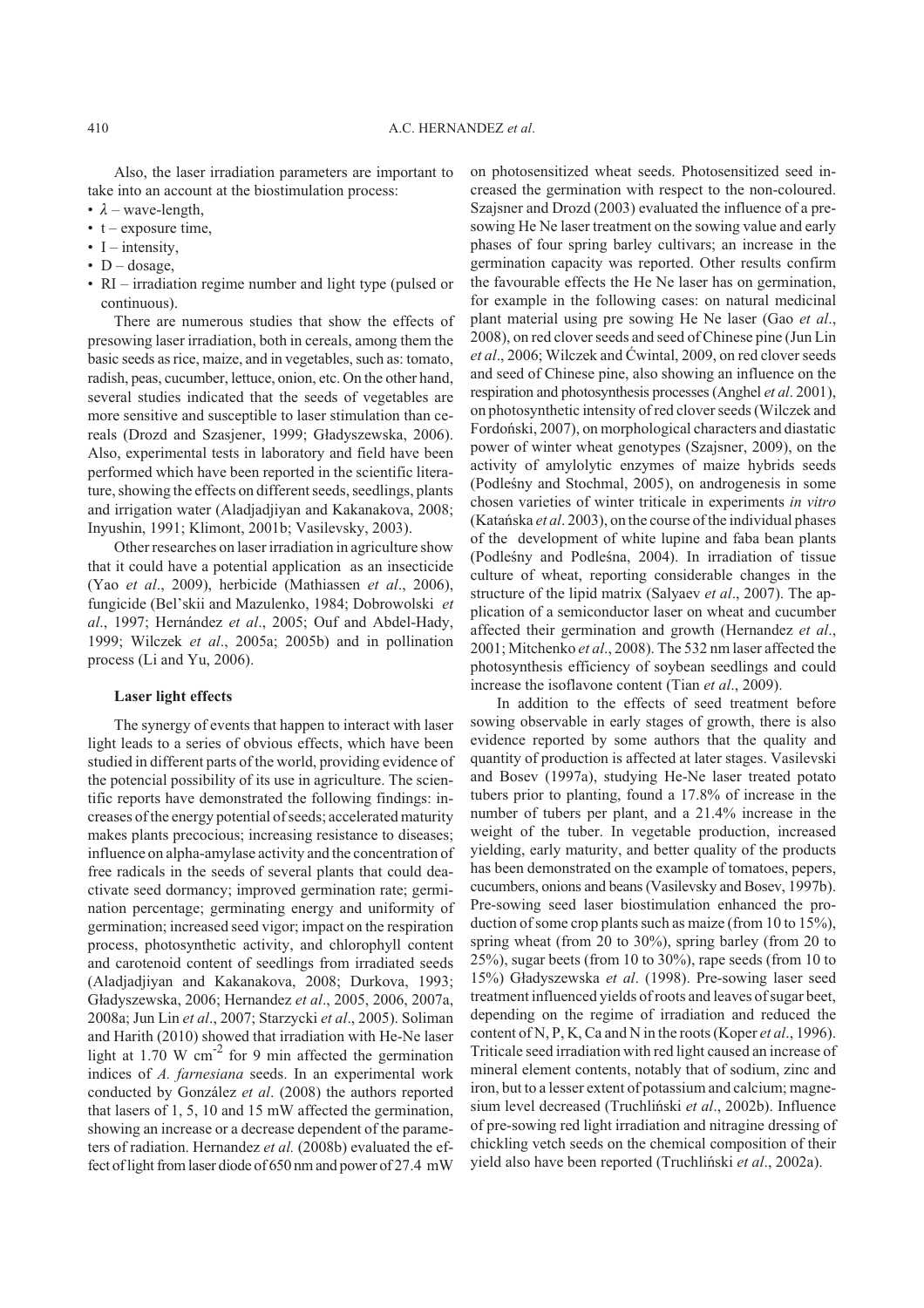Also, the laser irradiation parameters are important to take into an account at the biostimulation process:

- $\lambda$ – wave-length,
- t – exposure time,
- I – intensity,
- D – dosage,
- RI – irradiation regime number and light type (pulsed or continuous).

There are numerous studies that show the effects of presowing laser irradiation, both in cereals, among them the basic seeds as rice, maize, and in vegetables, such as: tomato, radish, peas, cucumber, lettuce, onion, etc. On the other hand, several studies indicated that the seeds of vegetables are more sensitive and susceptible to laser stimulation than cereals (Drozd and Szasjener, 1999; Gładyszewska, 2006). Also, experimental tests in laboratory and field have been performed which have been reported in the scientific literature, showing the effects on different seeds, seedlings, plants and irrigation water (Aladjadjiyan and Kakanakova, 2008; Inyushin, 1991; Klimont, 2001b; Vasilevsky, 2003).

Other researches on laser irradiation in agriculture show that it could have a potential application as an insecticide (Yao *et al*., 2009), herbicide (Mathiassen *et al*., 2006), fungicide (Bel'skii and Mazulenko, 1984; Dobrowolski *et al*., 1997; Hernández *et al*., 2005; Ouf and Abdel-Hady, 1999; Wilczek *et al*., 2005a; 2005b) and in pollination process (Li and Yu, 2006).

### Laser light effects

The synergy of events that happen to interact with laser light leads to a series of obvious effects, which have been studied in different parts of the world, providing evidence of the potencial possibility of its use in agriculture. The scientific reports have demonstrated the following findings: increases of the energy potential of seeds; accelerated maturity makes plants precocious; increasing resistance to diseases; influence on alpha-amylase activity and the concentration of free radicals in the seeds of several plants that could deactivate seed dormancy; improved germination rate; germination percentage; germinating energy and uniformity of germination; increased seed vigor; impact on the respiration process, photosynthetic activity, and chlorophyll content and carotenoid content of seedlings from irradiated seeds (Aladjadjiyan and Kakanakova, 2008; Durkova, 1993; Gładyszewska, 2006; Hernandez *et al*., 2005, 2006, 2007a, 2008a; Jun Lin *et al*., 2007; Starzycki *et al*., 2005). Soliman and Harith (2010) showed that irradiation with He-Ne laser light at 1.70 W cm$^{-2}$ for 9 min affected the germination indices of *A. farnesiana* seeds. In an experimental work conducted by González *et al*. (2008) the authors reported that lasers of 1, 5, 10 and 15 mW affected the germination, showing an increase or a decrease dependent of the parameters of radiation. Hernandez *et al.* (2008b) evaluated the effect of light from laser diode of 650 nm and power of 27.4 mW on photosensitized wheat seeds. Photosensitized seed increased the germination with respect to the non-coloured. Szajsner and Drozd (2003) evaluated the influence of a pre-sowing He Ne laser treatment on the sowing value and early phases of four spring barley cultivars; an increase in the germination capacity was reported. Other results confirm the favourable effects the He Ne laser has on germination, for example in the following cases: on natural medicinal plant material using pre sowing He Ne laser (Gao *et al*., 2008), on red clover seeds and seed of Chinese pine (Jun Lin *et al*., 2006; Wilczek and Ćwintal, 2009, on red clover seeds and seed of Chinese pine, also showing an influence on the respiration and photosynthesis processes (Anghel *et al*. 2001), on photosynthetic intensity of red clover seeds (Wilczek and Fordoński, 2007), on morphological characters and diastatic power of winter wheat genotypes (Szajsner, 2009), on the activity of amylolytic enzymes of maize hybrids seeds (Podleśny and Stochmal, 2005), on androgenesis in some chosen varieties of winter triticale in experiments *in vitro* (Katańska *et al*. 2003), on the course of the individual phases of the development of white lupine and faba bean plants (Podleśny and Podleśna, 2004). In irradiation of tissue culture of wheat, reporting considerable changes in the structure of the lipid matrix (Salyaev *et al*., 2007). The application of a semiconductor laser on wheat and cucumber affected their germination and growth (Hernandez *et al*., 2001; Mitchenko *et al*., 2008). The 532 nm laser affected the photosynthesis efficiency of soybean seedlings and could increase the isoflavone content (Tian *et al*., 2009).

In addition to the effects of seed treatment before sowing observable in early stages of growth, there is also evidence reported by some authors that the quality and quantity of production is affected at later stages. Vasilevski and Bosev (1997a), studying He-Ne laser treated potato tubers prior to planting, found a 17.8% of increase in the number of tubers per plant, and a 21.4% increase in the weight of the tuber. In vegetable production, increased yielding, early maturity, and better quality of the products has been demonstrated on the example of tomatoes, pepers, cucumbers, onions and beans (Vasilevsky and Bosev, 1997b). Pre-sowing seed laser biostimulation enhanced the production of some crop plants such as maize (from 10 to 15%), spring wheat (from 20 to 30%), spring barley (from 20 to 25%), sugar beets (from 10 to 30%), rape seeds (from 10 to 15%) Gładyszewska *et al*. (1998). Pre-sowing laser seed treatment influenced yields of roots and leaves of sugar beet, depending on the regime of irradiation and reduced the content of N, P, K, Ca and N in the roots (Koper *et al*., 1996). Triticale seed irradiation with red light caused an increase of mineral element contents, notably that of sodium, zinc and iron, but to a lesser extent of potassium and calcium; magnesium level decreased (Truchliński *et al*., 2002b). Influence of pre-sowing red light irradiation and nitragine dressing of chickling vetch seeds on the chemical composition of their yield also have been reported (Truchliński *et al*., 2002a).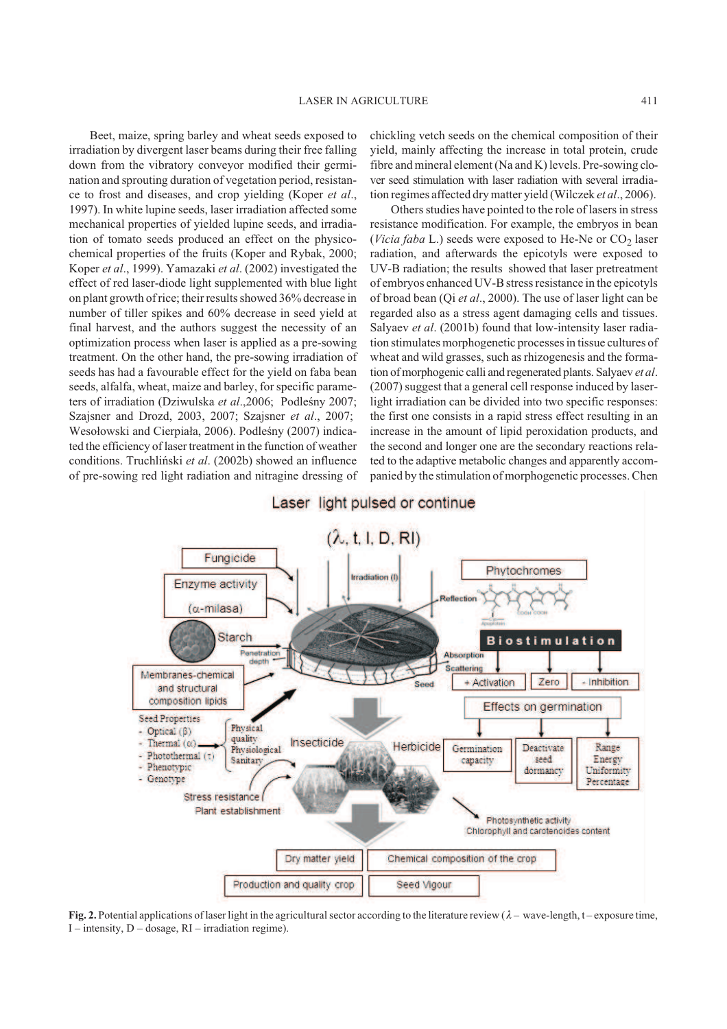Beet, maize, spring barley and wheat seeds exposed to irradiation by divergent laser beams during their free falling down from the vibratory conveyor modified their germination and sprouting duration of vegetation period, resistance to frost and diseases, and crop yielding (Koper *et al*., 1997). In white lupine seeds, laser irradiation affected some mechanical properties of yielded lupine seeds, and irradiation of tomato seeds produced an effect on the physico-chemical properties of the fruits (Koper and Rybak, 2000; Koper *et al*., 1999). Yamazaki *et al*. (2002) investigated the effect of red laser-diode light supplemented with blue light on plant growth of rice; their results showed 36% decrease in number of tiller spikes and 60% decrease in seed yield at final harvest, and the authors suggest the necessity of an optimization process when laser is applied as a pre-sowing treatment. On the other hand, the pre-sowing irradiation of seeds has had a favourable effect for the yield on faba bean seeds, alfalfa, wheat, maize and barley, for specific parameters of irradiation (Dziwulska *et al*.,2006; Podleśny 2007; Szajsner and Drozd, 2003, 2007; Szajsner *et al*., 2007; Wesołowski and Cierpiała, 2006). Podleśny (2007) indicated the efficiency of laser treatment in the function of weather conditions. Truchliński *et al*. (2002b) showed an influence of pre-sowing red light radiation and nitragine dressing of chickling vetch seeds on the chemical composition of their yield, mainly affecting the increase in total protein, crude fibre and mineral element (Na and K) levels. Pre-sowing clover seed stimulation with laser radiation with several irradiation regimes affected dry matter yield (Wilczek *et al*., 2006).

Others studies have pointed to the role of lasers in stress resistance modification. For example, the embryos in bean (*Vicia faba* L.) seeds were exposed to He-Ne or $CO_2$ laser radiation, and afterwards the epicotyls were exposed to UV-B radiation; the results showed that laser pretreatment of embryos enhanced UV-B stress resistance in the epicotyls of broad bean (Qi *et al*., 2000). The use of laser light can be regarded also as a stress agent damaging cells and tissues. Salyaev *et al*. (2001b) found that low-intensity laser radiation stimulates morphogenetic processes in tissue cultures of wheat and wild grasses, such as rhizogenesis and the formation of morphogenic calli and regenerated plants. Salyaev *et al*. (2007) suggest that a general cell response induced by laser-light irradiation can be divided into two specific responses: the first one consists in a rapid stress effect resulting in an increase in the amount of lipid peroxidation products, and the second and longer one are the secondary reactions related to the adaptive metabolic changes and apparently accompanied by the stimulation of morphogenetic processes. Chen

**Fig. 2.** Potential applications of laser light in the agricultural sector according to the literature review ($\lambda$ – wave-length, t – exposure time, I – intensity, D – dosage, RI – irradiation regime).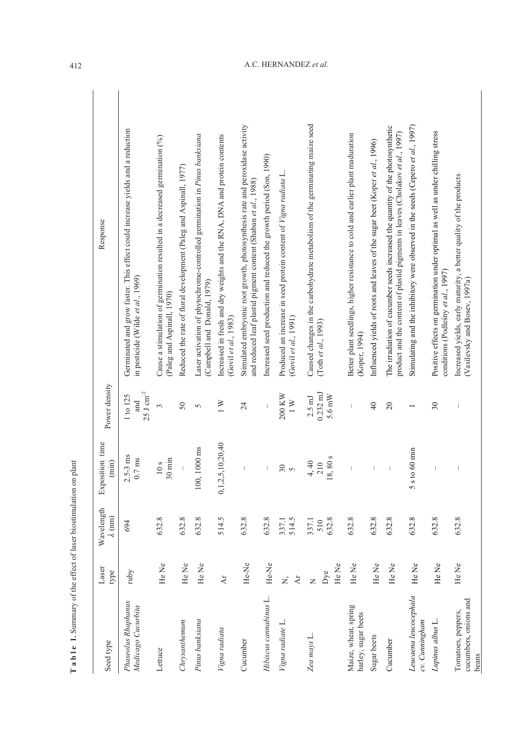**Table 1.** Summary of the effect of laser biostimulation on plant

| Seed type | Laser type | Wavelength $\lambda$ (nm) | Exposition time (min) | Power density | Response |
|---|---|---|---|---|---|
| *Phaseolus Rhaphanus Medicago Cucurbita* | ruby | 694 | 2.5-3 ms<br>0.7 ms | 1 to 125 and 25 J cm$^{-2}$ | Germinated and grow faster. This effect could increase yields and a reduction in pesticide (Wilde *et al*., 1969) |
| Lettuce | He Ne | 632.8 | 10 s<br>30 min | 3 | Cause a stimulation of germination resulted in a decreased germination (%) (Paleg and Aspinall, 1970) |
| *Chrysanthemum* | He Ne | 632.8 | – | 50 | Reduced the rate of floral development (Paleg and Aspinall, 1977) |
| *Pinus banksiana* | He Ne | 632.8 | 100, 1000 ms | 5 | Laser activation of phytochrome-controlled germination in *Pinus banksiana* (Campbell and Donald, 1979) |
| *Vigna radiata* | Ar | 514.5 | 0,1,2.5,10,20,40 | 1 W | Increased in fresh and dry weights and the RNA, DNA and protein contents (Govil *et al*., 1983) |
| Cucumber | He-Ne | 632.8 | – | 24 | Stimulated embryonic root growth, photosynthesis rate and peroxidase activity and reduced leaf plastid pigment content (Shaban *et al*., 1988) |
| *Hibiscus cannabinus* L. | He-Ne | 632.8 | – | – | Increased seed production and reduced the growth period (Son, 1990) |
| *Vigna radiate* L. | N,<br>Ar | 337.1<br>514.5 | 30<br>5 | 200 KW<br>1 W | Produced an increase in seed protein content of *Vigna radiata* L. (Govil *et al*., 1991) |
| *Zea mays* L. | N<br>Dye<br>He Ne | 337.1<br>510<br>632.8 | 4, 40<br>210<br>18, 80 s | 2.5 mJ<br>0.232 mJ<br>5.6 mW | Caused changes in the carbohydrate metabolism of the germinating maize seed (Toth *et al*., 1993) |
| Maize, wheat, spring barley, sugar beets | He Ne | 632.8 | – | – | Better plant seedlings, higher resistance to cold and earlier plant maduration (Koper, 1994) |
| Sugar beets | He Ne | 632.8 | – | 40 | Influenced yields of roots and leaves of the sugar beet (Koper *et al*., 1996) |
| Cucumber | He Ne | 632.8 | – | 20 | The irradiation of cucumber seeds increased the quantity of the photosynthetic product and the content of plastid pigments in leaves (Cholakov *et al*., 1997) |
| *Leucaena leucocephala* cv. *Cunningham* | He Ne | 632.8 | 5 s to 60 min | 1 | Stimulating and the inhibitory were observed in the seeds (Cepero *et al*., 1997) |
| *Lupinus albus* L. | He Ne | 632.8 | – | 30 | Positive effects on germination under optimal as well as under chilling stress conditions (Podleśny *et al*., 1997) |
| Tomatoes, peppers, cucumbers, onions and beans | He Ne | 632.8 | – | – | Increased yields, early maturity, a better quality of the products (Vasilevsky and Bosev, 1997a) |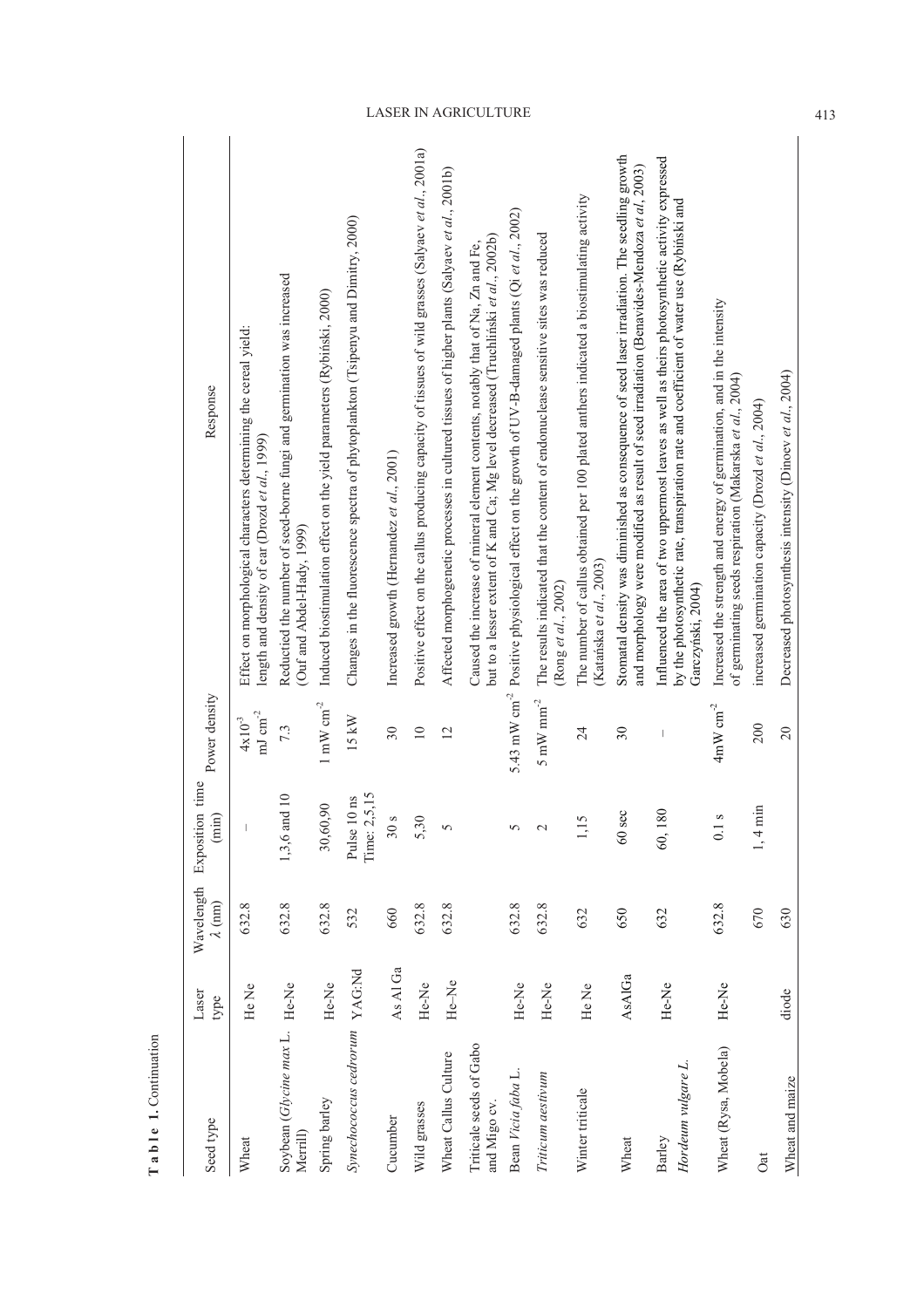**T a b l e 1.** Continuation

| Seed type | Laser type | Wavelength λ (nm) | Exposition time (min) | Power density | Response |
|---|---|---|---|---|---|
| Wheat | He Ne | 632.8 | – | $4x10^{-3}$ mJ $cm^{-2}$ | Effect on morphological characters determining the cereal yield: length and density of ear (Drozd *et al*., 1999) |
| Soybean (*Glycine max* L. Merrill) | He-Ne | 632.8 | 1,3,6 and 10 | 7.3 | Reductied the number of seed-borne fungi and germination was increased (Ouf and Abdel-Hady, 1999) |
| Spring barley | He-Ne | 632.8 | 30,60,90 | 1 mW $cm^{-2}$ | Induced biostimulation effect on the yield parameters (Rybiński, 2000) |
| *Synechococcus cedrorum* | YAG:Nd | 532 | Pulse 10 ns Time: 2,5,15 | 15 kW | Changes in the fluorescence spectra of phytoplankton (Tsipenyu and Dimitry, 2000) |
| Cucumber | As Al Ga | 660 | 30 s | 30 | Increased growth (Hernandez *et al*., 2001) |
| Wild grasses | He-Ne | 632.8 | 5,30 | 10 | Positive effect on the callus producing capacity of tissues of wild grasses (Salyaev *et al*., 2001a) |
| Wheat Callus Culture | He–Ne | 632.8 | 5 | 12 | Affected morphogenetic processes in cultured tissues of higher plants (Salyaev *et al*., 2001b) |
| Triticale seeds of Gabo and Migo cv. | | | | | Caused the increase of mineral element contents, notably that of Na, Zn and Fe, but to a lesser extent of K and Ca; Mg level decreased (Truchliński *et al*., 2002b) |
| Bean *Vicia faba* L. | He-Ne | 632.8 | 5 | 5.43 mW $cm^{-2}$ | Positive physiological effect on the growth of UV-B-damaged plants (Qi *et al*., 2002) |
| *Triticum aestivum* | He-Ne | 632.8 | 2 | 5 mW $mm^{-2}$ | The results indicated that the content of endonuclease sensitive sites was reduced (Rong *et al*., 2002) |
| Winter triticale | He Ne | 632 | 1,15 | 24 | The number of callus obtained per 100 plated anthers indicated a biostimulating activity (Katańska *et al*., 2003) |
| Wheat | AsAlGa | 650 | 60 sec | 30 | Stomatal density was diminished as consequence of seed laser irradiation. The seedling growth and morphology were modified as result of seed irradiation (Benavides-Mendoza *et al*, 2003) |
| Barley *Hordeum vulgare L.* | He-Ne | 632 | 60, 180 | – | Influenced the area of two uppermost leaves as well as theirs photosynthetic activity expressed by the photosynthetic rate, transpiration rate and coefficient of water use (Rybiński and Garczyński, 2004) |
| Wheat (Rysa, Mobela) | He-Ne | 632.8 | 0.1 s | 4mW $cm^{-2}$ | Increased the strength and energy of germination, and in the intensity of germinating seeds respiration (Makarska *et al*., 2004) |
| Oat | | 670 | 1, 4 min | 200 | increased germination capacity (Drozd *et al*., 2004) |
| Wheat and maize | diode | 630 | | 20 | Decreased photosynthesis intensity (Dinoev *et al*., 2004) |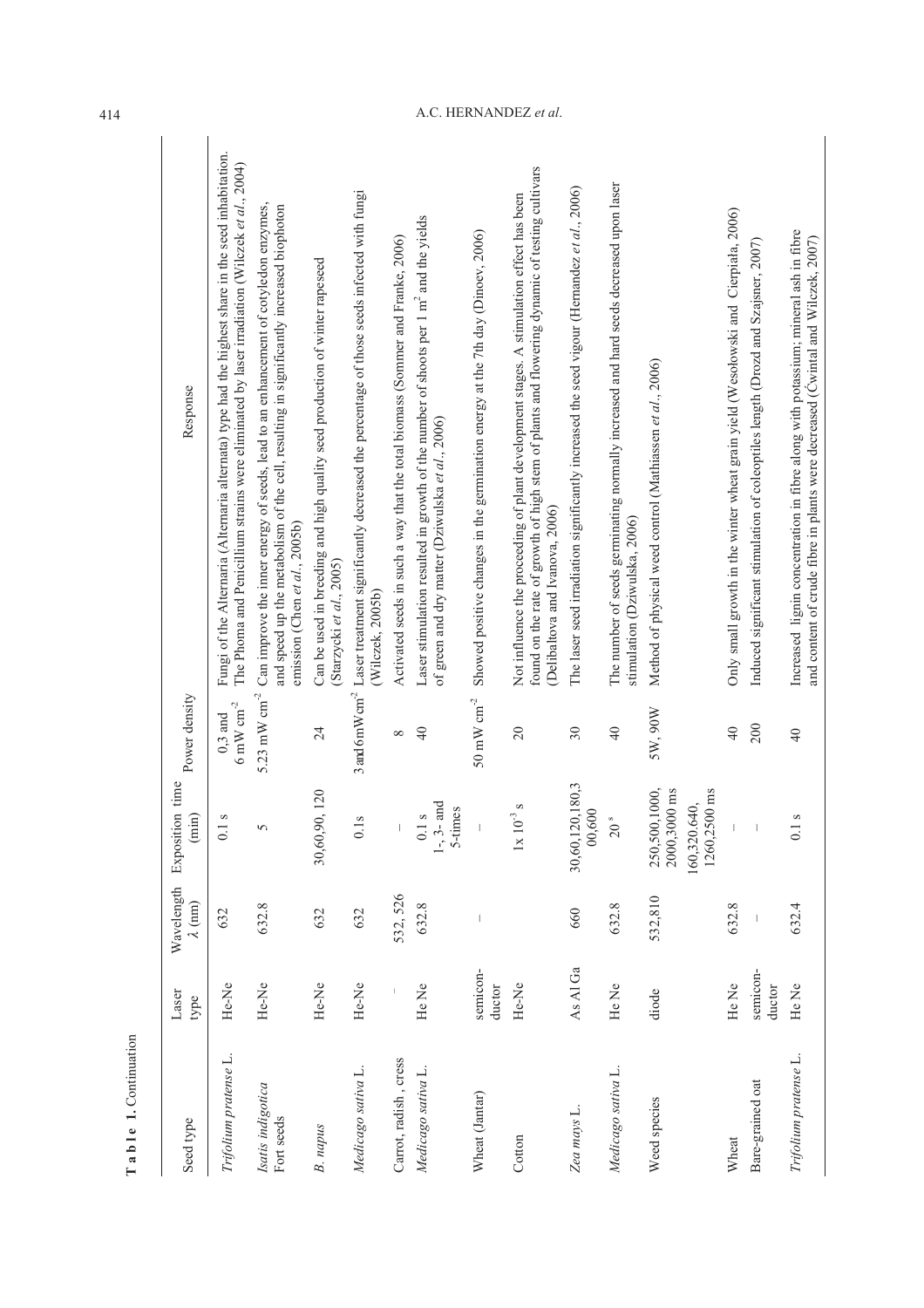**T a b l e 1.** Continuation

| Seed type | Laser type | Wavelength λ (nm) | Exposition time (min) | Power density | Response |
|---|---|---|---|---|---|
| *Trifolium pratense* L. | He-Ne | 632 | 0.1 s | 0,3 and 6 mW cm$^{-2}$ | Fungi of the Alternaria (Alternaria alternata) type had the highest share in the seed inhabitation. The Phoma and Penicillium strains were eliminated by laser irradiation (Wilczek *et al.*, 2004) |
| *Isatis indigotica* Fort seeds | He-Ne | 632.8 | 5 | 5.23 mW cm$^{-2}$ | Can improve the inner energy of seeds, lead to an enhancement of cotyledon enzymes, and speed up the metabolism of the cell, resulting in significantly increased biophoton emission (Chen *et al.*, 2005b) |
| *B. napus* | He-Ne | 632 | 30,60,90, 120 | 24 | Can be used in breeding and high quality seed production of winter rapeseed (Starzycki *et al.*, 2005) |
| *Medicago sativa* L. | He-Ne | 632 | 0.1s | 3 and 6mW cm$^{-2}$ | Laser treatment significantly decreased the percentage of those seeds infected with fungi (Wilczek, 2005b) |
| Carrot, radish , cress | – | 532, 526 | – | 8 | Activated seeds in such a way that the total biomass (Sommer and Franke, 2006) |
| *Medicago sativa* L. | He Ne | 632.8 | 0.1 s 1-, 3- and 5-times | 40 | Laser stimulation resulted in growth of the number of shoots per 1 m$^2$ and the yields of green and dry matter (Dziwulska *et al.*, 2006) |
| Wheat (Jantar) | semiconductor | – | – | 50 mW cm$^{-2}$ | Showed positive changes in the germination energy at the 7th day (Dinoev, 2006) |
| Cotton | He-Ne | – | 1x 10$^{-3}$ s | 20 | Not influence the proceeding of plant development stages. A stimulation effect has been found on the rate of growth of high stem of plants and flowering dynamic of testing cultivars (Delibaltova and Ivanova, 2006) |
| *Zea mays* L. | As Al Ga | 660 | 30,60,120,180,3 00,600 | 30 | The laser seed irradiation significantly increased the seed vigour (Hernandez *et al.*, 2006) |
| *Medicago sativa* L. | He Ne | 632.8 | 20 $^s$ | 40 | The number of seeds germinating normally increased and hard seeds decreased upon laser stimulation (Dziwulska, 2006) |
| Weed species | diode | 532,810 | 250,500,1000, 2000,3000 ms 160,320,640, 1260,2500 ms | 5W, 90W | Method of physical weed control (Mathiassen *et al.*, 2006) |
| Wheat | He Ne | 632.8 | – | 40 | Only small growth in the winter wheat grain yield (Wesolowski and Cierpiala, 2006) |
| Bare-grained oat | semiconductor | – | – | 200 | Induced significant stimulation of coleoptiles length (Drozd and Szajsner, 2007) |
| *Trifolium pratense* L. | He Ne | 632.4 | 0.1 s | 40 | Increased lignin concentration in fibre along with potassium; mineral ash in fibre and content of crude fibre in plants were decreased (Cwintal and Wilczek, 2007) |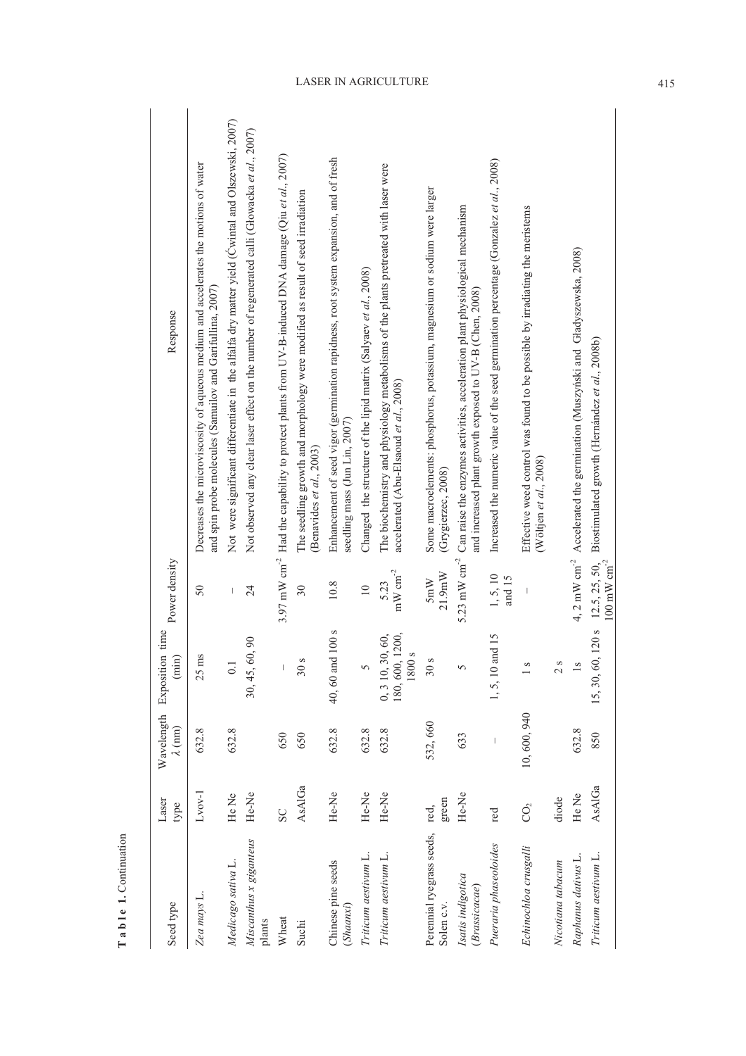**T a b l e 1.** Continuation

| Seed type | Laser type | Wavelength λ (nm) | Exposition time (min) | Power density | Response |
|---|---|---|---|---|---|
| *Zea mays* L. | Lvov-1 | 632.8 | 25 ms | 50 | Decreases the microviscosity of aqueous medium and accelerates the motions of water and spin probe molecules (Samulov and Garifullina, 2007) |
| *Medicago sativa* L. | He Ne | 632.8 | 0.1 | – | Not were significant differentiate in the alfalfa dry matter yield (Ćwintal and Olszewski, 2007) |
| *Miscanthus x giganteus* plants | He-Ne | | 30, 45, 60, 90 | 24 | Not observed any clear laser effect on the number of regenerated calli (Głowacka *et al*., 2007) |
| Wheat | SC | 650 | – | 3.97 mW cm$^{-2}$ | Had the capability to protect plants from UV-B-induced DNA damage (Qiu *et al*., 2007) |
| Suchi | AsAlGa | 650 | 30 s | 30 | The seedling growth and morphology were modified as result of seed irradiation (Benavides *et al*., 2003) |
| Chinese pine seeds (*Shaanxi*) | He-Ne | 632.8 | 40, 60 and 100 s | 10.8 | Enhancement of seed vigor (germination rapidness, root system expansion, and of fresh seedling mass (Jun Lin, 2007) |
| *Triticum aestivum* L. | He-Ne | 632.8 | 5 | 10 | Changed the structure of the lipid matrix (Salyaev *et al*., 2008) |
| *Triticum aestivum* L. | He-Ne | 632.8 | 0, 3 10, 30, 60, 180, 600, 1200, 1800 s | 5.23 mW cm$^{-2}$ | The biochemistry and physiology metabolisms of the plants pretreated with laser were accelerated (Abu-Elsaoud *et al*., 2008) |
| Perennial ryegrass seeds, Solen c.v. | red, green | 532, 660 | 30 s | 5mW 21.9mW | Some macroelements: phosphorus, potassium, magnesium or sodium were larger (Grygierzec, 2008) |
| *Isatis indigotica* (*Brassicacae*) | He-Ne | 633 | 5 | 5.23 mW cm$^{-2}$ | Can raise the enzymes activities, acceleration plant physiological mechanism and increased plant growth exposed to UV-B (Chen, 2008) |
| *Pueraria phaseoloides* | red | – | 1, 5, 10 and 15 | 1, 5, 10 and 15 | Increased the numeric value of the seed germination percentage (Gonzalez *et al*., 2008) |
| *Echinochloa crusgalli* | $CO_2$ | 10, 600, 940 | 1 s | – | Effective weed control was found to be possible by irradiating the meristems (Wöltjen *et al*., 2008) |
| *Nicotiana tabacum* | diode | | 2 s | | |
| *Raphanus dativus* L. | He Ne | 632.8 | 1s | 4, 2 mW cm$^{-2}$ | Accelerated the germination (Muszyński and Gładyszewska, 2008) |
| *Triticum aestivum* L. | AsAlGa | 850 | 15, 30, 60, 120 s | 12.5, 25, 50, 100 mW cm$^{-2}$ | Biostimulated growth (Hernández *et al*., 2008b) |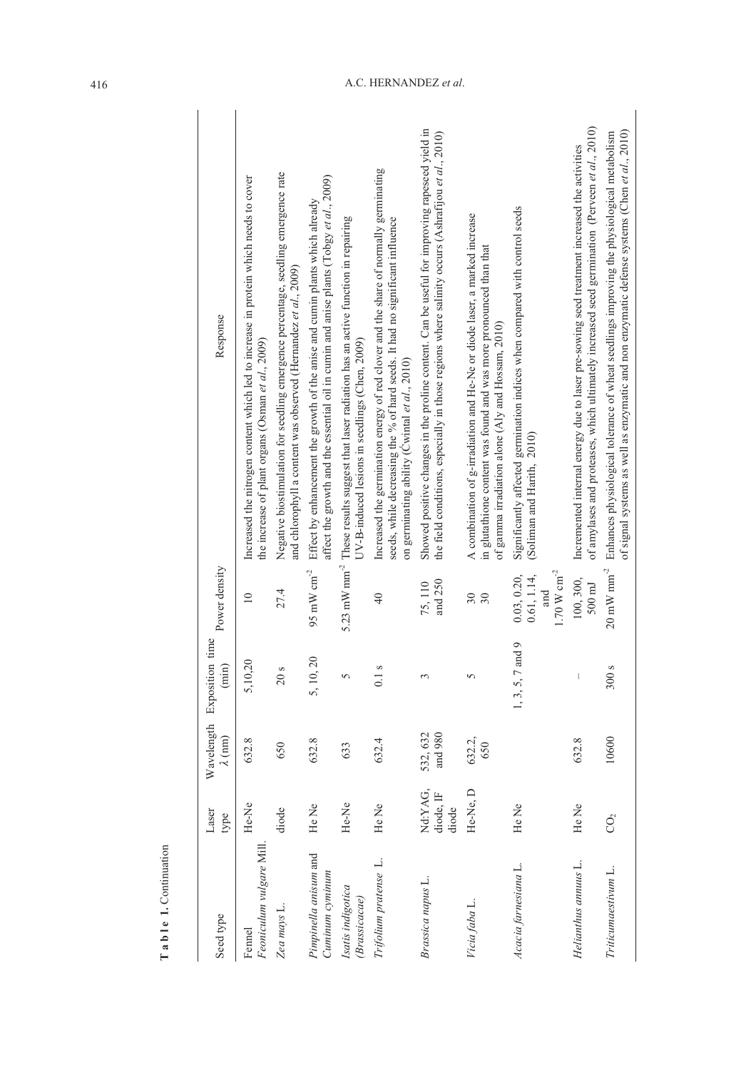**Table 1.** Continuation

| Seed type | Laser type | Wavelength λ (nm) | Exposition time (min) | Power density | Response |
|---|---|---|---|---|---|
| Fennel *Feoniculum vulgare* Mill. | He-Ne | 632.8 | 5,10,20 | 10 | Increased the nitrogen content which led to increase in protein which needs to cover the increase of plant organs (Osman *et al*., 2009) |
| *Zea mays* L. | diode | 650 | 20 s | 27.4 | Negative biostimulation for seedling emergence percentage, seedling emergence rate and chlorophyll a content was observed (Hernandez *et al*., 2009) |
| *Pimpinella anisum* and *Cuminum cyminum* | He Ne | 632.8 | 5, 10, 20 | 95 mW $cm^{-2}$ | Effect by enhancement the growth of the anise and cumin plants which already affect the growth and the essential oil in cumin and anise plants (Tobgy *et al*., 2009) |
| *Isatis indigotica* (*Brassicacae*) | He-Ne | 633 | 5 | 5.23 mW $mm^{-2}$ | These results suggest that laser radiation has an active function in repairing UV-B-induced lesions in seedlings (Chen, 2009) |
| *Trifolium pratense* L. | He Ne | 632.4 | 0.1 s | 40 | Increased the germination energy of red clover and the share of normally germinating seeds, while decreasing the % of hard seeds. It had no significant influence on germinating ability (Ćwintal *et al*., 2010) |
| *Brassica napus* L. | Nd:YAG, diode, IF diode | 532, 632 and 980 | 3 | 75, 110 and 250 | Showed positive changes in the proline content. Can be useful for improving rapeseed yield in the field conditions, especially in those regions where salinity occurs (Ashrafijou *et al*., 2010) |
| *Vicia faba* L. | He-Ne, D | 632.2, 650 | 5 | 30<br>30 | A combination of g-irradiation and He-Ne or diode laser, a marked increase in glutathione content was found and was more pronounced than that of gamma irradiation alone (Aly and Hossam, 2010) |
| *Acacia farnesiana* L. | He Ne | | 1, 3, 5, 7 and 9 | 0.03, 0.20, 0.61, 1.14, and 1.70 W $cm^{-2}$ | Significantly affected germination indices when compared with control seeds (Soliman and Harith, 2010) |
| *Helianthus annuus* L. | He Ne | 632.8 | – | 100, 300, 500 mJ | Incremented internal energy due to laser pre-sowing seed treatment increased the activities of amylases and proteases, which ultimately increased seed germination (Perveen *et al*., 2010) |
| *Triticumaestivum* L. | $CO_2$ | 10600 | 300 s | 20 mW $mm^{-2}$ | Enhances physiological tolerance of wheat seedlings improving the physiological metabolism of signal systems as well as enzymatic and non enzymatic defense systems (Chen *et al*., 2010) |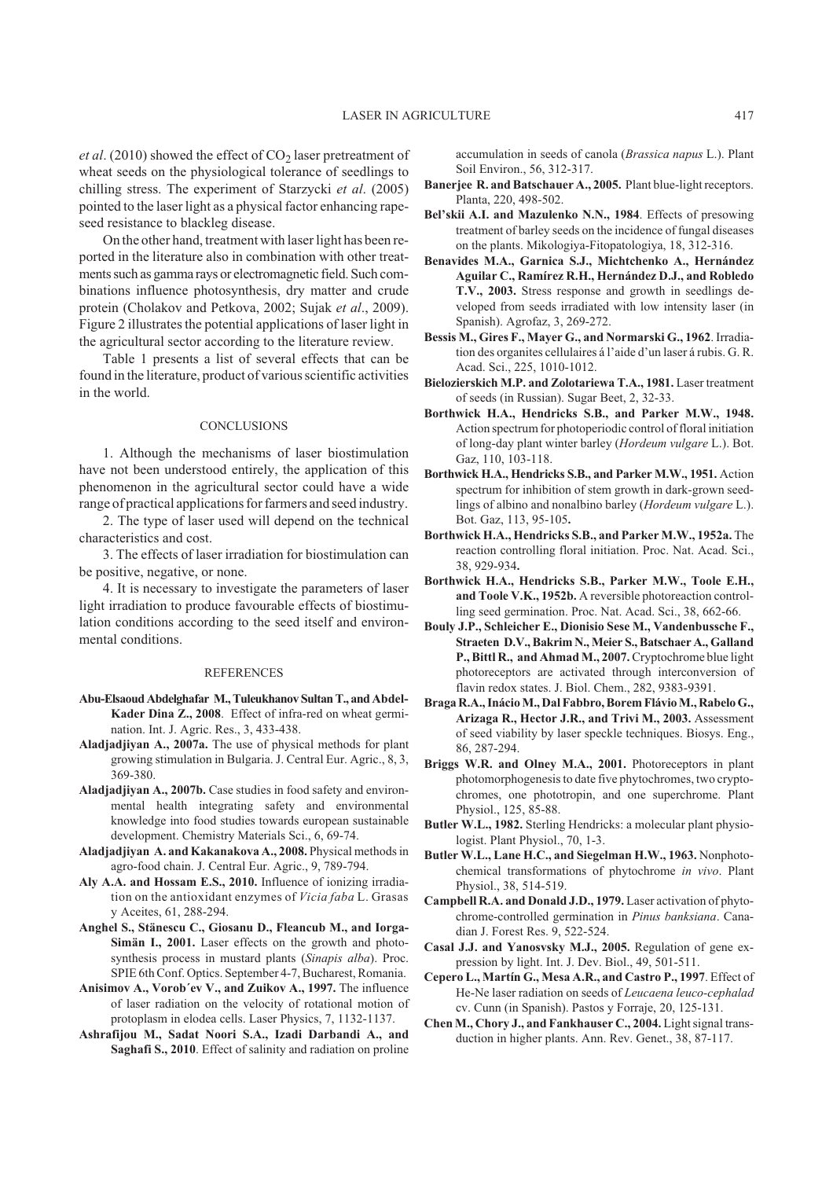*et al*. (2010) showed the effect of $CO_2$ laser pretreatment of wheat seeds on the physiological tolerance of seedlings to chilling stress. The experiment of Starzycki *et al*. (2005) pointed to the laser light as a physical factor enhancing rapeseed resistance to blackleg disease.

On the other hand, treatment with laser light has been reported in the literature also in combination with other treatments such as gamma rays or electromagnetic field. Such combinations influence photosynthesis, dry matter and crude protein (Cholakov and Petkova, 2002; Sujak *et al*., 2009). Figure 2 illustrates the potential applications of laser light in the agricultural sector according to the literature review.

Table 1 presents a list of several effects that can be found in the literature, product of various scientific activities in the world.

## CONCLUSIONS

1. Although the mechanisms of laser biostimulation have not been understood entirely, the application of this phenomenon in the agricultural sector could have a wide range of practical applications for farmers and seed industry.

2. The type of laser used will depend on the technical characteristics and cost.

3. The effects of laser irradiation for biostimulation can be positive, negative, or none.

4. It is necessary to investigate the parameters of laser light irradiation to produce favourable effects of biostimulation conditions according to the seed itself and environmental conditions.

## REFERENCES

**Abu-Elsaoud Abdelghafar M., Tuleukhanov Sultan T., and Abdel-Kader Dina Z., 2008**. Effect of infra-red on wheat germination. Int. J. Agric. Res., 3, 433-438.

**Aladjadjiyan A., 2007a.** The use of physical methods for plant growing stimulation in Bulgaria. J. Central Eur. Agric., 8, 3, 369-380.

**Aladjadjiyan A., 2007b.** Case studies in food safety and environmental health integrating safety and environmental knowledge into food studies towards european sustainable development. Chemistry Materials Sci., 6, 69-74.

**Aladjadjiyan A. and Kakanakova A., 2008.** Physical methods in agro-food chain. J. Central Eur. Agric., 9, 789-794.

**Aly A.A. and Hossam E.S., 2010.** Influence of ionizing irradiation on the antioxidant enzymes of *Vicia faba* L. Grasas y Aceites, 61, 288-294.

**Anghel S., Stănescu C., Giosanu D., Fleancub M., and Iorga-Simăn I., 2001.** Laser effects on the growth and photosynthesis process in mustard plants (*Sinapis alba*). Proc. SPIE 6th Conf. Optics. September 4-7, Bucharest, Romania.

**Anisimov A., Vorob´ev V., and Zuikov A., 1997.** The influence of laser radiation on the velocity of rotational motion of protoplasm in elodea cells. Laser Physics, 7, 1132-1137.

**Ashrafijou M., Sadat Noori S.A., Izadi Darbandi A., and Saghafi S., 2010**. Effect of salinity and radiation on proline accumulation in seeds of canola (*Brassica napus* L.). Plant Soil Environ., 56, 312-317.

**Banerjee R. and Batschauer A., 2005.** Plant blue-light receptors. Planta, 220, 498-502.

**Bel'skii A.I. and Mazulenko N.N., 1984**. Effects of presowing treatment of barley seeds on the incidence of fungal diseases on the plants. Mikologiya-Fitopatologiya, 18, 312-316.

**Benavides M.A., Garnica S.J., Michtchenko A., Hernández Aguilar C., Ramírez R.H., Hernández D.J., and Robledo T.V., 2003.** Stress response and growth in seedlings developed from seeds irradiated with low intensity laser (in Spanish). Agrofaz, 3, 269-272.

**Bessis M., Gires F., Mayer G., and Normarski G., 1962**. Irradiation des organites cellulaires á l'aide d'un laser á rubis. G. R. Acad. Sci., 225, 1010-1012.

**Bielozierskich M.P. and Zolotariewa T.A., 1981.** Laser treatment of seeds (in Russian). Sugar Beet, 2, 32-33.

**Borthwick H.A., Hendricks S.B., and Parker M.W., 1948.** Action spectrum for photoperiodic control of floral initiation of long-day plant winter barley (*Hordeum vulgare* L.). Bot. Gaz, 110, 103-118.

**Borthwick H.A., Hendricks S.B., and Parker M.W., 1951.** Action spectrum for inhibition of stem growth in dark-grown seedlings of albino and nonalbino barley (*Hordeum vulgare* L.). Bot. Gaz, 113, 95-105**.**

**Borthwick H.A., Hendricks S.B., and Parker M.W., 1952a.** The reaction controlling floral initiation. Proc. Nat. Acad. Sci., 38, 929-934**.**

**Borthwick H.A., Hendricks S.B., Parker M.W., Toole E.H., and Toole V.K., 1952b.** A reversible photoreaction controlling seed germination. Proc. Nat. Acad. Sci., 38, 662-66.

**Bouly J.P., Schleicher E., Dionisio Sese M., Vandenbussche F., Straeten D.V., Bakrim N., Meier S., Batschaer A., Galland P., Bittl R., and Ahmad M., 2007.** Cryptochrome blue light photoreceptors are activated through interconversion of flavin redox states. J. Biol. Chem., 282, 9383-9391.

**Braga R.A., Inácio M., Dal Fabbro, Borem Flávio M., Rabelo G., Arizaga R., Hector J.R., and Trivi M., 2003.** Assessment of seed viability by laser speckle techniques. Biosys. Eng., 86, 287-294.

**Briggs W.R. and Olney M.A., 2001.** Photoreceptors in plant photomorphogenesis to date five phytochromes, two cryptochromes, one phototropin, and one superchrome. Plant Physiol., 125, 85-88.

**Butler W.L., 1982.** Sterling Hendricks: a molecular plant physiologist. Plant Physiol., 70, 1-3.

**Butler W.L., Lane H.C., and Siegelman H.W., 1963.** Nonphotochemical transformations of phytochrome *in vivo*. Plant Physiol., 38, 514-519.

**Campbell R.A. and Donald J.D., 1979.** Laser activation of phytochrome-controlled germination in *Pinus banksiana*. Canadian J. Forest Res. 9, 522-524.

**Casal J.J. and Yanosvsky M.J., 2005.** Regulation of gene expression by light. Int. J. Dev. Biol., 49, 501-511.

**Cepero L., Martín G., Mesa A.R., and Castro P., 1997**. Effect of He-Ne laser radiation on seeds of *Leucaena leuco-cephalad* cv. Cunn (in Spanish). Pastos y Forraje, 20, 125-131.

**Chen M., Chory J., and Fankhauser C., 2004.** Light signal transduction in higher plants. Ann. Rev. Genet., 38, 87-117.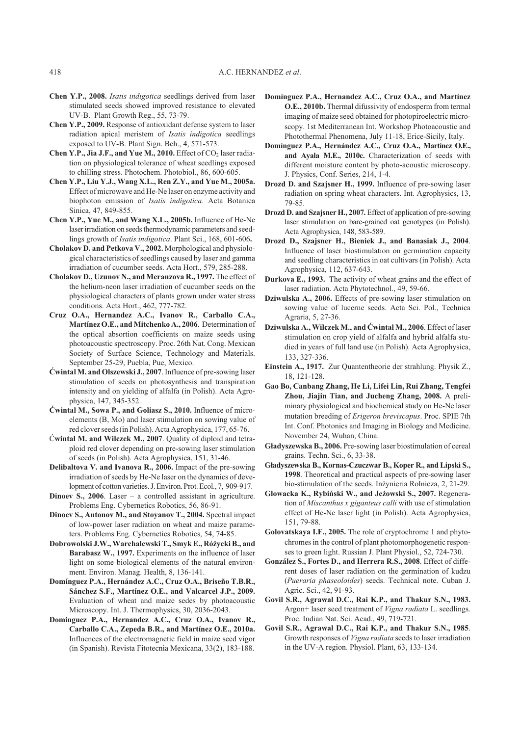**Chen Y.P., 2008.** *Isatis indigotica* seedlings derived from laser stimulated seeds showed improved resistance to elevated UV-B. Plant Growth Reg., 55, 73-79.

**Chen Y.P., 2009.** Response of antioxidant defense system to laser radiation apical meristem of *Isatis indigotica* seedlings exposed to UV-B. Plant Sign. Beh., 4, 571-573.

**Chen Y.P., Jia J.F., and Yue M., 2010.** Effect of $CO_2$ laser radiation on physiological tolerance of wheat seedlings exposed to chilling stress. Photochem. Photobiol., 86, 600-605.

**Chen Y.P., Liu Y.J., Wang X.L., Ren Z.Y., and Yue M., 2005a.** Effect of microwave and He-Ne laser on enzyme activity and biophoton emission of *Isatis indigotica*. Acta Botanica Sinica, 47, 849-855.

**Chen Y.P., Yue M., and Wang X.L., 2005b.** Influence of He-Ne laser irradiation on seeds thermodynamic parameters and seedlings growth of *Isatis indigotica*. Plant Sci., 168, 601-606**.**

**Cholakov D. and Petkova V., 2002.** Morphological and physiological characteristics of seedlings caused by laser and gamma irradiation of cucumber seeds. Acta Hort., 579, 285-288.

**Cholakov D., Uzunov N., and Meranzova R., 1997.** The effect of the helium-neon laser irradiation of cucumber seeds on the physiological characters of plants grown under water stress conditions. Acta Hort., 462, 777-782.

**Cruz O.A., Hernandez A.C., Ivanov R., Carballo C.A., Martínez O.E., and Mitchenko A., 2006**. Determination of the optical absorption coefficients on maize seeds using photoacoustic spectroscopy. Proc. 26th Nat. Cong. Mexican Society of Surface Science, Technology and Materials. September 25-29, Puebla, Pue, Mexico.

**Ćwintal M. and Olszewski J., 2007**. Influence of pre-sowing laser stimulation of seeds on photosynthesis and transpiration intensity and on yielding of alfalfa (in Polish). Acta Agrophysica, 147, 345-352.

**Ćwintal M., Sowa P., and Goliasz S., 2010.** Influence of microelements (B, Mo) and laser stimulation on sowing value of red clover seeds (in Polish). Acta Agrophysica, 177, 65-76.

**Ćwintal M. and Wilczek M., 2007**. Quality of diploid and tetraploid red clover depending on pre-sowing laser stimulation of seeds (in Polish). Acta Agrophysica, 151, 31-46.

**Delibaltova V. and Ivanova R., 2006.** Impact of the pre-sowing irradiation of seeds by He-Ne laser on the dynamics of development of cotton varieties. J. Environ. Prot. Ecol., 7, 909-917.

**Dinoev S., 2006**. Laser – a controlled assistant in agriculture. Problems Eng. Cybernetics Robotics, 56, 86-91.

**Dinoev S., Antonov M., and Stoyanov T., 2004.** Spectral impact of low-power laser radiation on wheat and maize parameters. Problems Eng. Cybernetics Robotics, 54, 74-85.

**Dobrowolski J.W., Warchalewski T., Smyk E., Różycki B., and Barabasz W., 1997.** Experiments on the influence of laser light on some biological elements of the natural environment. Environ. Manag. Health, 8, 136-141.

**Domínguez P.A., Hernández A.C., Cruz O.A., Briseño T.B.R., Sánchez S.F., Martínez O.E., and Valcarcel J.P., 2009.** Evaluation of wheat and maize sedes by photoacoustic Microscopy. Int. J. Thermophysics, 30, 2036-2043.

**Dominguez P.A., Hernandez A.C., Cruz O.A., Ivanov R., Carballo C.A., Zepeda B.R., and Martínez O.E., 2010a.** Influences of the electromagnetic field in maize seed vigor (in Spanish). Revista Fitotecnia Mexicana, 33(2), 183-188.

**Domínguez P.A., Hernandez A.C., Cruz O.A., and Martínez O.E., 2010b.** Thermal difussivity of endosperm from termal imaging of maize seed obtained for photopiroelectric microscopy. 1st Mediterranean Int. Workshop Photoacoustic and Photothermal Phenomena, July 11-18, Erice-Sicily, Italy.

**Domínguez P.A., Hernández A.C., Cruz O.A., Martínez O.E., and Ayala M.E., 2010c.** Characterization of seeds with different moisture content by photo-acoustic microscopy. J. Physics, Conf. Series, 214, 1-4.

**Drozd D. and Szajsner H., 1999.** Influence of pre-sowing laser radiation on spring wheat characters. Int. Agrophysics, 13, 79-85.

**Drozd D. and Szajsner H., 2007.** Effect of application of pre-sowing laser stimulation on bare-grained oat genotypes (in Polish). Acta Agrophysica, 148, 583-589.

**Drozd D., Szajsner H., Bieniek J., and Banasiak J., 2004**. Influence of laser biostimulation on germination capacity and seedling characteristics in oat cultivars (in Polish). Acta Agrophysica, 112, 637-643.

**Durkova E., 1993.** The activity of wheat grains and the effect of laser radiation. Acta Phytotechnol., 49, 59-66.

**Dziwulska A., 2006.** Effects of pre-sowing laser stimulation on sowing value of lucerne seeds. Acta Sci. Pol., Technica Agraria, 5, 27-36.

**Dziwulska A., Wilczek M., and Ćwintal M., 2006**. Effect of laser stimulation on crop yield of alfalfa and hybrid alfalfa studied in years of full land use (in Polish). Acta Agrophysica, 133, 327-336.

**Einstein A., 1917.** Zur Quantentheorie der strahlung. Physik Z., 18, 121-128.

**Gao Bo, Canbang Zhang, He Li, Lifei Lin, Rui Zhang, Tengfei Zhou, Jiajin Tian, and Jucheng Zhang, 2008.** A preliminary physiological and biochemical study on He-Ne laser mutation breeding of *Erigeron breviscapus*. Proc. SPIE 7th Int. Conf. Photonics and Imaging in Biology and Medicine. November 24, Wuhan, China.

**Gładyszewska B., 2006.** Pre-sowing laser biostimulation of cereal grains. Techn. Sci., 6, 33-38.

**Gładyszewska B., Kornas-Czuczwar B., Koper R., and Lipski S., 1998**. Theoretical and practical aspects of pre-sowing laser bio-stimulation of the seeds. Inżynieria Rolnicza, 2, 21-29.

**Głowacka K., Rybiński W., and Jeżowski S., 2007.** Regeneration of *Miscanthus x giganteus calli* with use of stimulation effect of He-Ne laser light (in Polish). Acta Agrophysica, 151, 79-88.

**Golovatskaya I.F., 2005.** The role of cryptochrome 1 and phytochromes in the control of plant photomorphogenetic responses to green light. Russian J. Plant Physiol., 52, 724-730.

**González S., Fortes D., and Herrera R.S., 2008**. Effect of different doses of laser radiation on the germination of kudzu (*Pueraria phaseoloides*) seeds. Technical note. Cuban J. Agric. Sci., 42, 91-93.

**Govil S.R., Agrawal D.C., Rai K.P., and Thakur S.N., 1983.** Argon+ laser seed treatment of *Vigna radiata* L. seedlings. Proc. Indian Nat. Sci. Acad., 49, 719-721.

**Govil S.R., Agrawal D.C., Rai K.P., and Thakur S.N., 1985**. Growth responses of *Vigna radiata* seeds to laser irradiation in the UV-A region. Physiol. Plant, 63, 133-134.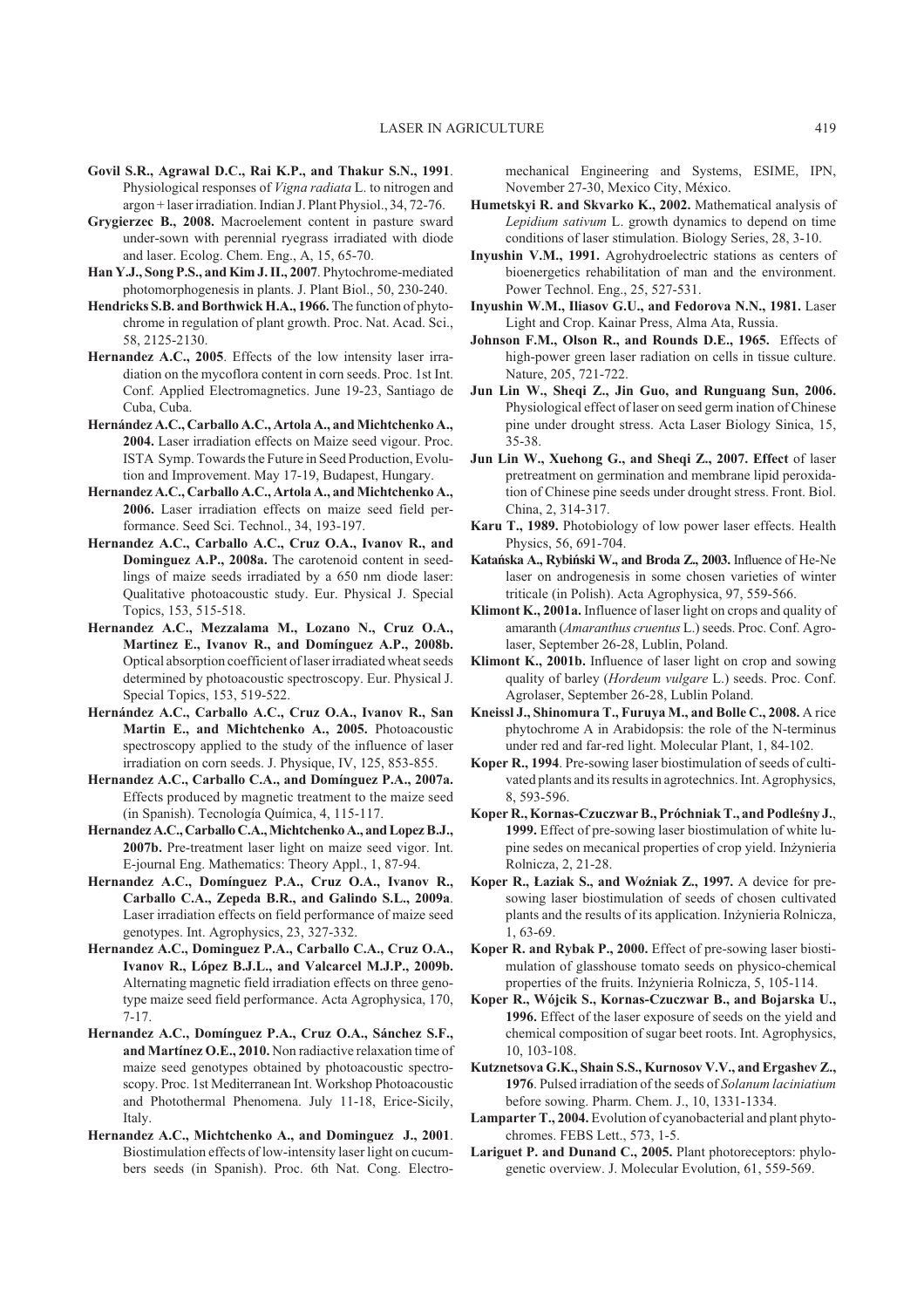**Govil S.R., Agrawal D.C., Rai K.P., and Thakur S.N., 1991**. Physiological responses of *Vigna radiata* L. to nitrogen and argon + laser irradiation. Indian J. Plant Physiol., 34, 72-76.

**Grygierzec B., 2008.** Macroelement content in pasture sward under-sown with perennial ryegrass irradiated with diode and laser. Ecolog. Chem. Eng., A, 15, 65-70.

**Han Y.J., Song P.S., and Kim J. II., 2007**. Phytochrome-mediated photomorphogenesis in plants. J. Plant Biol., 50, 230-240.

**Hendricks S.B. and Borthwick H.A., 1966.** The function of phytochrome in regulation of plant growth. Proc. Nat. Acad. Sci., 58, 2125-2130.

**Hernandez A.C., 2005**. Effects of the low intensity laser irradiation on the mycoflora content in corn seeds. Proc. 1st Int. Conf. Applied Electromagnetics. June 19-23, Santiago de Cuba, Cuba.

**Hernández A.C., Carballo A.C., Artola A., and Michtchenko A., 2004.** Laser irradiation effects on Maize seed vigour. Proc. ISTA Symp. Towards the Future in Seed Production, Evolution and Improvement. May 17-19, Budapest, Hungary.

**Hernandez A.C., Carballo A.C., Artola A., and Michtchenko A., 2006.** Laser irradiation effects on maize seed field performance. Seed Sci. Technol., 34, 193-197.

**Hernandez A.C., Carballo A.C., Cruz O.A., Ivanov R., and Dominguez A.P., 2008a.** The carotenoid content in seedlings of maize seeds irradiated by a 650 nm diode laser: Qualitative photoacoustic study. Eur. Physical J. Special Topics, 153, 515-518.

**Hernandez A.C., Mezzalama M., Lozano N., Cruz O.A., Martinez E., Ivanov R., and Domínguez A.P., 2008b.** Optical absorption coefficient of laser irradiated wheat seeds determined by photoacoustic spectroscopy. Eur. Physical J. Special Topics, 153, 519-522.

**Hernández A.C., Carballo A.C., Cruz O.A., Ivanov R., San Martin E., and Michtchenko A., 2005.** Photoacoustic spectroscopy applied to the study of the influence of laser irradiation on corn seeds. J. Physique, IV, 125, 853-855.

**Hernandez A.C., Carballo C.A., and Domínguez P.A., 2007a.** Effects produced by magnetic treatment to the maize seed (in Spanish). Tecnología Química, 4, 115-117.

**Hernandez A.C., Carballo C.A., Michtchenko A., and Lopez B.J., 2007b.** Pre-treatment laser light on maize seed vigor. Int. E-journal Eng. Mathematics: Theory Appl., 1, 87-94.

**Hernandez A.C., Domínguez P.A., Cruz O.A., Ivanov R., Carballo C.A., Zepeda B.R., and Galindo S.L., 2009a**. Laser irradiation effects on field performance of maize seed genotypes. Int. Agrophysics, 23, 327-332.

**Hernandez A.C., Dominguez P.A., Carballo C.A., Cruz O.A., Ivanov R., López B.J.L., and Valcarcel M.J.P., 2009b.** Alternating magnetic field irradiation effects on three genotype maize seed field performance. Acta Agrophysica, 170, 7-17.

**Hernandez A.C., Domínguez P.A., Cruz O.A., Sánchez S.F., and Martínez O.E., 2010.** Non radiactive relaxation time of maize seed genotypes obtained by photoacoustic spectroscopy. Proc. 1st Mediterranean Int. Workshop Photoacoustic and Photothermal Phenomena. July 11-18, Erice-Sicily, Italy.

**Hernandez A.C., Michtchenko A., and Dominguez J., 2001**. Biostimulation effects of low-intensity laser light on cucumbers seeds (in Spanish). Proc. 6th Nat. Cong. Electromechanical Engineering and Systems, ESIME, IPN, November 27-30, Mexico City, México.

**Humetskyi R. and Skvarko K., 2002.** Mathematical analysis of *Lepidium sativum* L. growth dynamics to depend on time conditions of laser stimulation. Biology Series, 28, 3-10.

**Inyushin V.M., 1991.** Agrohydroelectric stations as centers of bioenergetics rehabilitation of man and the environment. Power Technol. Eng., 25, 527-531.

**Inyushin W.M., Iliasov G.U., and Fedorova N.N., 1981.** Laser Light and Crop. Kainar Press, Alma Ata, Russia.

**Johnson F.M., Olson R., and Rounds D.E., 1965.** Effects of high-power green laser radiation on cells in tissue culture. Nature, 205, 721-722.

**Jun Lin W., Sheqi Z., Jin Guo, and Runguang Sun, 2006.** Physiological effect of laser on seed germ ination of Chinese pine under drought stress. Acta Laser Biology Sinica, 15, 35-38.

**Jun Lin W., Xuehong G., and Sheqi Z., 2007. Effect** of laser pretreatment on germination and membrane lipid peroxidation of Chinese pine seeds under drought stress. Front. Biol. China, 2, 314-317.

**Karu T., 1989.** Photobiology of low power laser effects. Health Physics, 56, 691-704.

**Katańska A., Rybiński W., and Broda Z., 2003.** Influence of He-Ne laser on androgenesis in some chosen varieties of winter triticale (in Polish). Acta Agrophysica, 97, 559-566.

**Klimont K., 2001a.** Influence of laser light on crops and quality of amaranth (*Amaranthus cruentus* L.) seeds. Proc. Conf. Agrolaser, September 26-28, Lublin, Poland.

**Klimont K., 2001b.** Influence of laser light on crop and sowing quality of barley (*Hordeum vulgare* L.) seeds. Proc. Conf. Agrolaser, September 26-28, Lublin Poland.

**Kneissl J., Shinomura T., Furuya M., and Bolle C., 2008.** A rice phytochrome A in Arabidopsis: the role of the N-terminus under red and far-red light. Molecular Plant, 1, 84-102.

**Koper R., 1994**. Pre-sowing laser biostimulation of seeds of cultivated plants and its results in agrotechnics. Int. Agrophysics, 8, 593-596.

**Koper R., Kornas-Czuczwar B., Próchniak T., and Podleśny J.**, **1999.** Effect of pre-sowing laser biostimulation of white lupine sedes on mecanical properties of crop yield. Inżynieria Rolnicza, 2, 21-28.

**Koper R., Łaziak S., and Woźniak Z., 1997.** A device for pre-sowing laser biostimulation of seeds of chosen cultivated plants and the results of its application. Inżynieria Rolnicza, 1, 63-69.

**Koper R. and Rybak P., 2000.** Effect of pre-sowing laser biostimulation of glasshouse tomato seeds on physico-chemical properties of the fruits. Inżynieria Rolnicza, 5, 105-114.

**Koper R., Wójcik S., Kornas-Czuczwar B., and Bojarska U., 1996.** Effect of the laser exposure of seeds on the yield and chemical composition of sugar beet roots. Int. Agrophysics, 10, 103-108.

**Kutznetsova G.K., Shain S.S., Kurnosov V.V., and Ergashev Z., 1976**. Pulsed irradiation of the seeds of *Solanum laciniatium* before sowing. Pharm. Chem. J., 10, 1331-1334.

**Lamparter T., 2004.** Evolution of cyanobacterial and plant phytochromes. FEBS Lett., 573, 1-5.

**Lariguet P. and Dunand C., 2005.** Plant photoreceptors: phylogenetic overview. J. Molecular Evolution, 61, 559-569.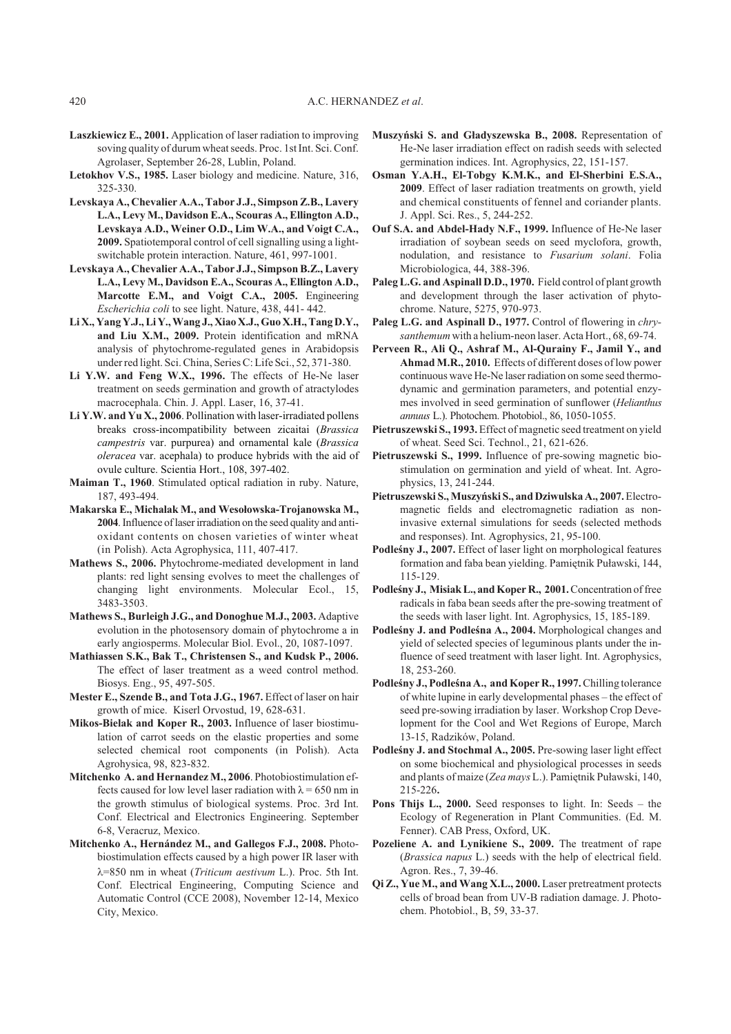**Laszkiewicz E., 2001.** Application of laser radiation to improving soving quality of durum wheat seeds. Proc. 1st Int. Sci. Conf. Agrolaser, September 26-28, Lublin, Poland.

**Letokhov V.S., 1985.** Laser biology and medicine. Nature, 316, 325-330.

**Levskaya A., Chevalier A.A., Tabor J.J., Simpson Z.B., Lavery L.A., Levy M., Davidson E.A., Scouras A., Ellington A.D., Levskaya A.D., Weiner O.D., Lim W.A., and Voigt C.A., 2009.** Spatiotemporal control of cell signalling using a light-switchable protein interaction. Nature, 461, 997-1001.

**Levskaya A., Chevalier A.A., Tabor J.J., Simpson B.Z., Lavery L.A., Levy M., Davidson E.A., Scouras A., Ellington A.D., Marcotte E.M., and Voigt C.A., 2005.** Engineering *Escherichia coli* to see light. Nature, 438, 441- 442.

**Li X., Yang Y.J., Li Y., Wang J., Xiao X.J., Guo X.H., Tang D.Y., and Liu X.M., 2009.** Protein identification and mRNA analysis of phytochrome-regulated genes in Arabidopsis under red light. Sci. China, Series C: Life Sci., 52, 371-380.

**Li Y.W. and Feng W.X., 1996.** The effects of He-Ne laser treatment on seeds germination and growth of atractylodes macrocephala. Chin. J. Appl. Laser, 16, 37-41.

**Li Y.W. and Yu X., 2006**. Pollination with laser-irradiated pollens breaks cross-incompatibility between zicaitai (*Brassica campestris* var. purpurea) and ornamental kale (*Brassica oleracea* var. acephala) to produce hybrids with the aid of ovule culture. Scientia Hort., 108, 397-402.

**Maiman T., 1960**. Stimulated optical radiation in ruby. Nature, 187, 493-494.

**Makarska E., Michalak M., and Wesołowska-Trojanowska M., 2004**. Influence of laser irradiation on the seed quality and antioxidant contents on chosen varieties of winter wheat (in Polish). Acta Agrophysica, 111, 407-417.

**Mathews S., 2006.** Phytochrome-mediated development in land plants: red light sensing evolves to meet the challenges of changing light environments. Molecular Ecol., 15, 3483-3503.

**Mathews S., Burleigh J.G., and Donoghue M.J., 2003.** Adaptive evolution in the photosensory domain of phytochrome a in early angiosperms. Molecular Biol. Evol., 20, 1087-1097.

**Mathiassen S.K., Bak T., Christensen S., and Kudsk P., 2006.** The effect of laser treatment as a weed control method. Biosys. Eng., 95, 497-505.

**Mester E., Szende B., and Tota J.G., 1967.** Effect of laser on hair growth of mice. Kiserl Orvostud, 19, 628-631.

**Mikos-Bielak and Koper R., 2003.** Influence of laser biostimulation of carrot seeds on the elastic properties and some selected chemical root components (in Polish). Acta Agrohysica, 98, 823-832.

**Mitchenko A. and Hernandez M., 2006**. Photobiostimulation effects caused for low level laser radiation with $\lambda = 650$ nm in the growth stimulus of biological systems. Proc. 3rd Int. Conf. Electrical and Electronics Engineering. September 6-8, Veracruz, Mexico.

**Mitchenko A., Hernández M., and Gallegos F.J., 2008.** Photobiostimulation effects caused by a high power IR laser with $\lambda$=850 nm in wheat (*Triticum aestivum* L.). Proc. 5th Int. Conf. Electrical Engineering, Computing Science and Automatic Control (CCE 2008), November 12-14, Mexico City, Mexico.

**Muszyński S. and Gładyszewska B., 2008.** Representation of He-Ne laser irradiation effect on radish seeds with selected germination indices. Int. Agrophysics, 22, 151-157.

**Osman Y.A.H., El-Tobgy K.M.K., and El-Sherbini E.S.A., 2009**. Effect of laser radiation treatments on growth, yield and chemical constituents of fennel and coriander plants. J. Appl. Sci. Res., 5, 244-252.

**Ouf S.A. and Abdel-Hady N.F., 1999.** Influence of He-Ne laser irradiation of soybean seeds on seed myclofora, growth, nodulation, and resistance to *Fusarium solani*. Folia Microbiologica, 44, 388-396.

**Paleg L.G. and Aspinall D.D., 1970.** Field control of plant growth and development through the laser activation of phytochrome. Nature, 5275, 970-973.

**Paleg L.G. and Aspinall D., 1977.** Control of flowering in *chrysanthemum* with a helium-neon laser. Acta Hort., 68, 69-74.

**Perveen R., Ali Q., Ashraf M., Al-Qurainy F., Jamil Y., and Ahmad M.R., 2010.** Effects of different doses of low power continuous wave He-Ne laser radiation on some seed thermodynamic and germination parameters, and potential enzymes involved in seed germination of sunflower (*Helianthus annuus* L.). Photochem. Photobiol., 86, 1050-1055.

**Pietruszewski S., 1993.** Effect of magnetic seed treatment on yield of wheat. Seed Sci. Technol., 21, 621-626.

**Pietruszewski S., 1999.** Influence of pre-sowing magnetic biostimulation on germination and yield of wheat. Int. Agrophysics, 13, 241-244.

**Pietruszewski S., Muszyński S., and Dziwulska A., 2007.** Electromagnetic fields and electromagnetic radiation as noninvasive external simulations for seeds (selected methods and responses). Int. Agrophysics, 21, 95-100.

**Podleśny J., 2007.** Effect of laser light on morphological features formation and faba bean yielding. Pamiętnik Puławski, 144, 115-129.

**Podleśny J., Misiak L., and Koper R., 2001.** Concentration of free radicals in faba bean seeds after the pre-sowing treatment of the seeds with laser light. Int. Agrophysics, 15, 185-189.

**Podleśny J. and Podleśna A., 2004.** Morphological changes and yield of selected species of leguminous plants under the influence of seed treatment with laser light. Int. Agrophysics, 18, 253-260.

**Podleśny J., Podleśna A., and Koper R., 1997.** Chilling tolerance of white lupine in early developmental phases – the effect of seed pre-sowing irradiation by laser. Workshop Crop Development for the Cool and Wet Regions of Europe, March 13-15, Radzików, Poland.

**Podleśny J. and Stochmal A., 2005.** Pre-sowing laser light effect on some biochemical and physiological processes in seeds and plants of maize (*Zea mays* L.). Pamiętnik Puławski, 140, 215-226**.**

**Pons Thijs L., 2000.** Seed responses to light. In: Seeds – the Ecology of Regeneration in Plant Communities. (Ed. M. Fenner). CAB Press, Oxford, UK.

**Pozeliene A. and Lynikiene S., 2009.** The treatment of rape (*Brassica napus* L.) seeds with the help of electrical field. Agron. Res., 7, 39-46.

**Qi Z., Yue M., and Wang X.L., 2000.** Laser pretreatment protects cells of broad bean from UV-B radiation damage. J. Photochem. Photobiol., B, 59, 33-37.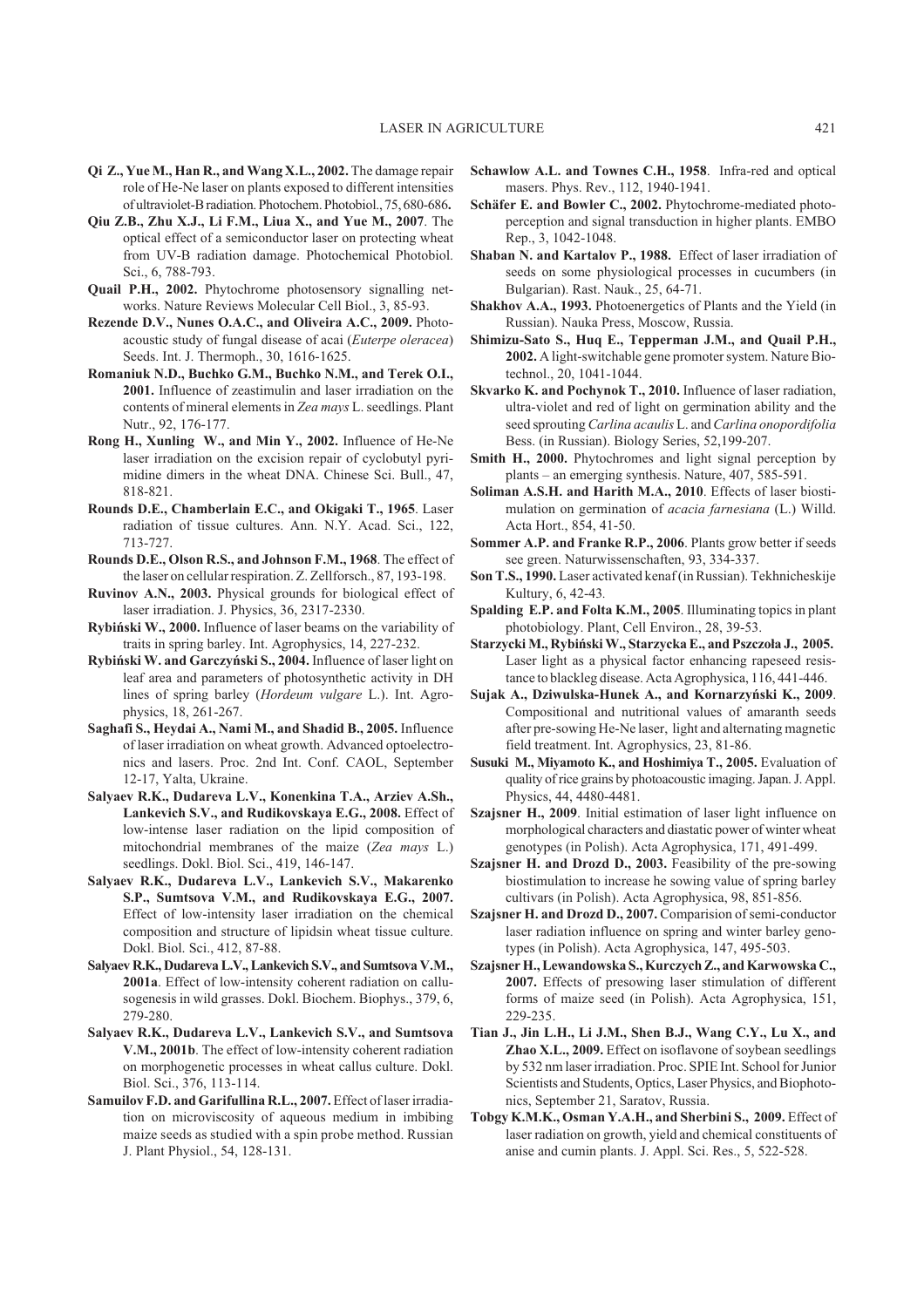**Qi Z., Yue M., Han R., and Wang X.L., 2002.** The damage repair role of He-Ne laser on plants exposed to different intensities of ultraviolet-B radiation. Photochem. Photobiol., 75, 680-686**.**

**Qiu Z.B., Zhu X.J., Li F.M., Liua X., and Yue M., 2007**. The optical effect of a semiconductor laser on protecting wheat from UV-B radiation damage. Photochemical Photobiol. Sci., 6, 788-793.

**Quail P.H., 2002.** Phytochrome photosensory signalling networks. Nature Reviews Molecular Cell Biol., 3, 85-93.

**Rezende D.V., Nunes O.A.C., and Oliveira A.C., 2009.** Photoacoustic study of fungal disease of acai (*Euterpe oleracea*) Seeds. Int. J. Thermoph., 30, 1616-1625.

**Romaniuk N.D., Buchko G.M., Buchko N.M., and Terek O.I., 2001.** Influence of zeastimulin and laser irradiation on the contents of mineral elements in *Zea mays* L. seedlings. Plant Nutr., 92, 176-177.

**Rong H., Xunling W., and Min Y., 2002.** Influence of He-Ne laser irradiation on the excision repair of cyclobutyl pyrimidine dimers in the wheat DNA. Chinese Sci. Bull., 47, 818-821.

**Rounds D.E., Chamberlain E.C., and Okigaki T., 1965**. Laser radiation of tissue cultures. Ann. N.Y. Acad. Sci., 122, 713-727.

**Rounds D.E., Olson R.S., and Johnson F.M., 1968**. The effect of the laser on cellular respiration. Z. Zellforsch., 87, 193-198.

**Ruvinov A.N., 2003.** Physical grounds for biological effect of laser irradiation. J. Physics, 36, 2317-2330.

**Rybiński W., 2000.** Influence of laser beams on the variability of traits in spring barley. Int. Agrophysics, 14, 227-232.

**Rybiński W. and Garczyński S., 2004.** Influence of laser light on leaf area and parameters of photosynthetic activity in DH lines of spring barley (*Hordeum vulgare* L.). Int. Agrophysics, 18, 261-267.

**Saghafi S., Heydai A., Nami M., and Shadid B., 2005.** Influence of laser irradiation on wheat growth. Advanced optoelectronics and lasers. Proc. 2nd Int. Conf. CAOL, September 12-17, Yalta, Ukraine.

**Salyaev R.K., Dudareva L.V., Konenkina T.A., Arziev A.Sh., Lankevich S.V., and Rudikovskaya E.G., 2008.** Effect of low-intense laser radiation on the lipid composition of mitochondrial membranes of the maize (*Zea mays* L.) seedlings. Dokl. Biol. Sci., 419, 146-147.

**Salyaev R.K., Dudareva L.V., Lankevich S.V., Makarenko S.P., Sumtsova V.M., and Rudikovskaya E.G., 2007.** Effect of low-intensity laser irradiation on the chemical composition and structure of lipidsin wheat tissue culture. Dokl. Biol. Sci., 412, 87-88.

**Salyaev R.K., Dudareva L.V., Lankevich S.V., and Sumtsova V.M., 2001a**. Effect of low-intensity coherent radiation on callusogenesis in wild grasses. Dokl. Biochem. Biophys., 379, 6, 279-280.

**Salyaev R.K., Dudareva L.V., Lankevich S.V., and Sumtsova V.M., 2001b**. The effect of low-intensity coherent radiation on morphogenetic processes in wheat callus culture. Dokl. Biol. Sci., 376, 113-114.

**Samuilov F.D. and Garifullina R.L., 2007.** Effect of laser irradiation on microviscosity of aqueous medium in imbibing maize seeds as studied with a spin probe method. Russian J. Plant Physiol., 54, 128-131.

**Schawlow A.L. and Townes C.H., 1958**. Infra-red and optical masers. Phys. Rev., 112, 1940-1941.

**Schäfer E. and Bowler C., 2002.** Phytochrome-mediated photoperception and signal transduction in higher plants. EMBO Rep., 3, 1042-1048.

**Shaban N. and Kartalov P., 1988.** Effect of laser irradiation of seeds on some physiological processes in cucumbers (in Bulgarian). Rast. Nauk., 25, 64-71.

**Shakhov A.A., 1993.** Photoenergetics of Plants and the Yield (in Russian). Nauka Press, Moscow, Russia.

**Shimizu-Sato S., Huq E., Tepperman J.M., and Quail P.H., 2002.** A light-switchable gene promoter system. Nature Biotechnol., 20, 1041-1044.

**Skvarko K. and Pochynok T., 2010.** Influence of laser radiation, ultra-violet and red of light on germination ability and the seed sprouting *Carlina acaulis* L. and *Carlina onopordifolia* Bess. (in Russian). Biology Series, 52,199-207.

**Smith H., 2000.** Phytochromes and light signal perception by plants – an emerging synthesis. Nature, 407, 585-591.

**Soliman A.S.H. and Harith M.A., 2010**. Effects of laser biostimulation on germination of *acacia farnesiana* (L.) Willd. Acta Hort., 854, 41-50.

**Sommer A.P. and Franke R.P., 2006**. Plants grow better if seeds see green. Naturwissenschaften, 93, 334-337.

**Son T.S., 1990.** Laser activated kenaf (in Russian). Tekhnicheskije Kultury, 6, 42-43*.*

**Spalding E.P. and Folta K.M., 2005**. Illuminating topics in plant photobiology. Plant, Cell Environ., 28, 39-53.

**Starzycki M., Rybiński W., Starzycka E., and Pszczoła J., 2005.** Laser light as a physical factor enhancing rapeseed resistance to blackleg disease. Acta Agrophysica, 116, 441-446.

**Sujak A., Dziwulska-Hunek A., and Kornarzyński K., 2009**. Compositional and nutritional values of amaranth seeds after pre-sowing He-Ne laser, light and alternating magnetic field treatment. Int. Agrophysics, 23, 81-86.

**Susuki M., Miyamoto K., and Hoshimiya T., 2005.** Evaluation of quality of rice grains by photoacoustic imaging. Japan. J. Appl. Physics, 44, 4480-4481.

**Szajsner H., 2009**. Initial estimation of laser light influence on morphological characters and diastatic power of winter wheat genotypes (in Polish). Acta Agrophysica, 171, 491-499.

**Szajsner H. and Drozd D., 2003.** Feasibility of the pre-sowing biostimulation to increase he sowing value of spring barley cultivars (in Polish). Acta Agrophysica, 98, 851-856.

**Szajsner H. and Drozd D., 2007.** Comparision of semi-conductor laser radiation influence on spring and winter barley genotypes (in Polish). Acta Agrophysica, 147, 495-503.

**Szajsner H., Lewandowska S., Kurczych Z., and Karwowska C., 2007.** Effects of presowing laser stimulation of different forms of maize seed (in Polish). Acta Agrophysica, 151, 229-235.

**Tian J., Jin L.H., Li J.M., Shen B.J., Wang C.Y., Lu X., and Zhao X.L., 2009.** Effect on isoflavone of soybean seedlings by 532 nm laser irradiation. Proc. SPIE Int. School for Junior Scientists and Students, Optics, Laser Physics, and Biophotonics, September 21, Saratov, Russia.

**Tobgy K.M.K., Osman Y.A.H., and Sherbini S., 2009.** Effect of laser radiation on growth, yield and chemical constituents of anise and cumin plants. J. Appl. Sci. Res., 5, 522-528.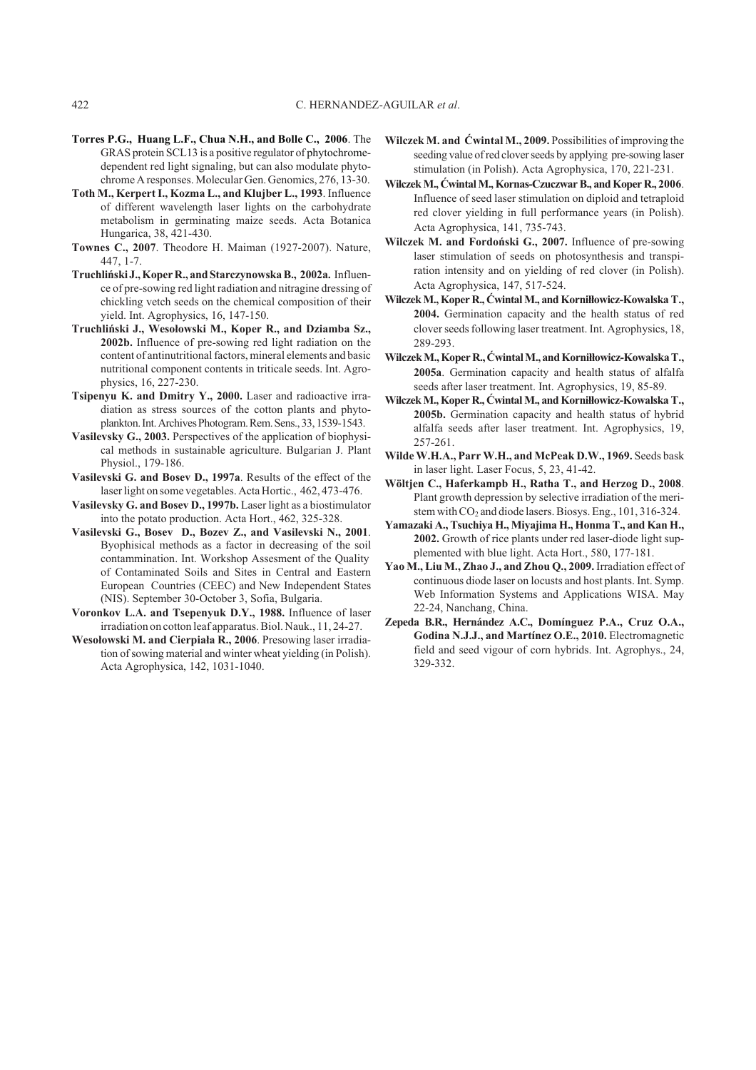**Torres P.G., Huang L.F., Chua N.H., and Bolle C., 2006**. The GRAS protein SCL13 is a positive regulator of phytochrome-dependent red light signaling, but can also modulate phytochrome A responses. Molecular Gen. Genomics, 276, 13-30.

**Toth M., Kerpert I., Kozma L., and Klujber L., 1993**. Influence of different wavelength laser lights on the carbohydrate metabolism in germinating maize seeds. Acta Botanica Hungarica, 38, 421-430.

**Townes C., 2007**. Theodore H. Maiman (1927-2007). Nature, 447, 1-7.

**Truchliński J., Koper R., and Starczynowska B., 2002a.** Influence of pre-sowing red light radiation and nitragine dressing of chickling vetch seeds on the chemical composition of their yield. Int. Agrophysics, 16, 147-150.

**Truchliński J., Wesołowski M., Koper R., and Dziamba Sz., 2002b.** Influence of pre-sowing red light radiation on the content of antinutritional factors, mineral elements and basic nutritional component contents in triticale seeds. Int. Agrophysics, 16, 227-230.

**Tsipenyu K. and Dmitry Y., 2000.** Laser and radioactive irradiation as stress sources of the cotton plants and phytoplankton. Int. Archives Photogram. Rem. Sens., 33, 1539-1543.

**Vasilevsky G., 2003.** Perspectives of the application of biophysical methods in sustainable agriculture. Bulgarian J. Plant Physiol., 179-186.

**Vasilevski G. and Bosev D., 1997a**. Results of the effect of the laser light on some vegetables. Acta Hortic., 462, 473-476.

**Vasilevsky G. and Bosev D., 1997b.** Laser light as a biostimulator into the potato production. Acta Hort., 462, 325-328.

**Vasilevski G., Bosev D., Bozev Z., and Vasilevski N., 2001**. Byophisical methods as a factor in decreasing of the soil contammination. Int. Workshop Assesment of the Quality of Contaminated Soils and Sites in Central and Eastern European Countries (CEEC) and New Independent States (NIS). September 30-October 3, Sofia, Bulgaria.

**Voronkov L.A. and Tsepenyuk D.Y., 1988.** Influence of laser irradiation on cotton leaf apparatus. Biol. Nauk., 11, 24-27.

**Wesołowski M. and Cierpiała R., 2006**. Presowing laser irradiation of sowing material and winter wheat yielding (in Polish). Acta Agrophysica, 142, 1031-1040.

**Wilczek M. and Ćwintal M., 2009.** Possibilities of improving the seeding value of red clover seeds by applying pre-sowing laser stimulation (in Polish). Acta Agrophysica, 170, 221-231.

**Wilczek M., Ćwintal M., Kornas-Czuczwar B., and Koper R., 2006**. Influence of seed laser stimulation on diploid and tetraploid red clover yielding in full performance years (in Polish). Acta Agrophysica, 141, 735-743.

**Wilczek M. and Fordoński G., 2007.** Influence of pre-sowing laser stimulation of seeds on photosynthesis and transpiration intensity and on yielding of red clover (in Polish). Acta Agrophysica, 147, 517-524.

**Wilczek M., Koper R., Ćwintal M., and Korniłłowicz-Kowalska T., 2004.** Germination capacity and the health status of red clover seeds following laser treatment. Int. Agrophysics, 18, 289-293.

**Wilczek M., Koper R., Ćwintal M., and Korniłłowicz-Kowalska T., 2005a**. Germination capacity and health status of alfalfa seeds after laser treatment. Int. Agrophysics, 19, 85-89.

**Wilczek M., Koper R., Ćwintal M., and Korniłłowicz-Kowalska T., 2005b.** Germination capacity and health status of hybrid alfalfa seeds after laser treatment. Int. Agrophysics, 19, 257-261.

**Wilde W.H.A., Parr W.H., and McPeak D.W., 1969.** Seeds bask in laser light. Laser Focus, 5, 23, 41-42.

**Wöltjen C., Haferkampb H., Ratha T., and Herzog D., 2008**. Plant growth depression by selective irradiation of the meristem with $CO_2$ and diode lasers. Biosys. Eng., 101, 316-324.

**Yamazaki A., Tsuchiya H., Miyajima H., Honma T., and Kan H., 2002.** Growth of rice plants under red laser-diode light supplemented with blue light. Acta Hort., 580, 177-181.

**Yao M., Liu M., Zhao J., and Zhou Q., 2009.** Irradiation effect of continuous diode laser on locusts and host plants. Int. Symp. Web Information Systems and Applications WISA. May 22-24, Nanchang, China.

**Zepeda B.R., Hernández A.C., Domínguez P.A., Cruz O.A., Godina N.J.J., and Martínez O.E., 2010.** Electromagnetic field and seed vigour of corn hybrids. Int. Agrophys., 24, 329-332.